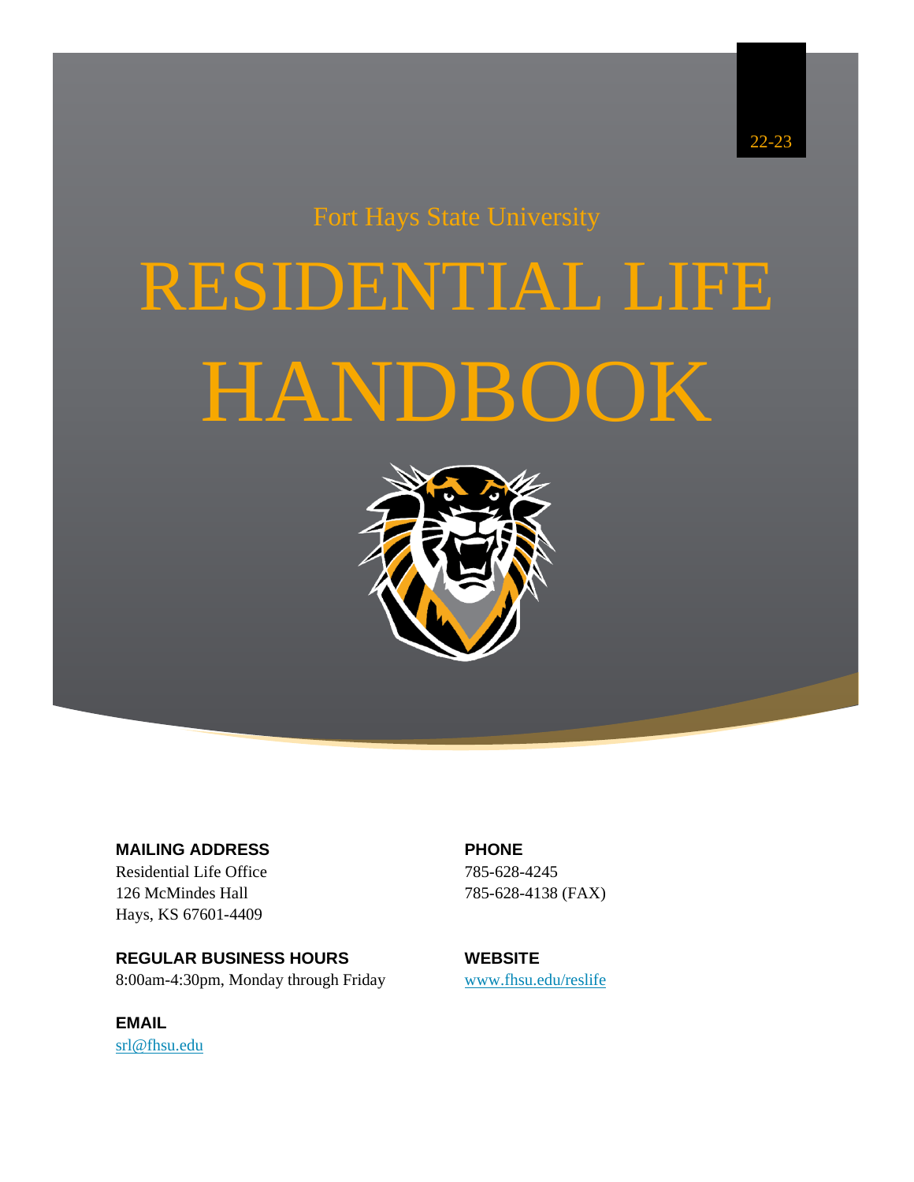22-23

Fort Hays State University

# RESIDENTIAL LIFE HANDBOOK

**MAILING ADDRESS**
Residential Life Office
126 McMindes Hall
Hays, KS 67601-4409

**PHONE**
785-628-4245
785-628-4138 (FAX)

**REGULAR BUSINESS HOURS**
8:00am-4:30pm, Monday through Friday

**WEBSITE**
www.fhsu.edu/reslife

**EMAIL**
srl@fhsu.edu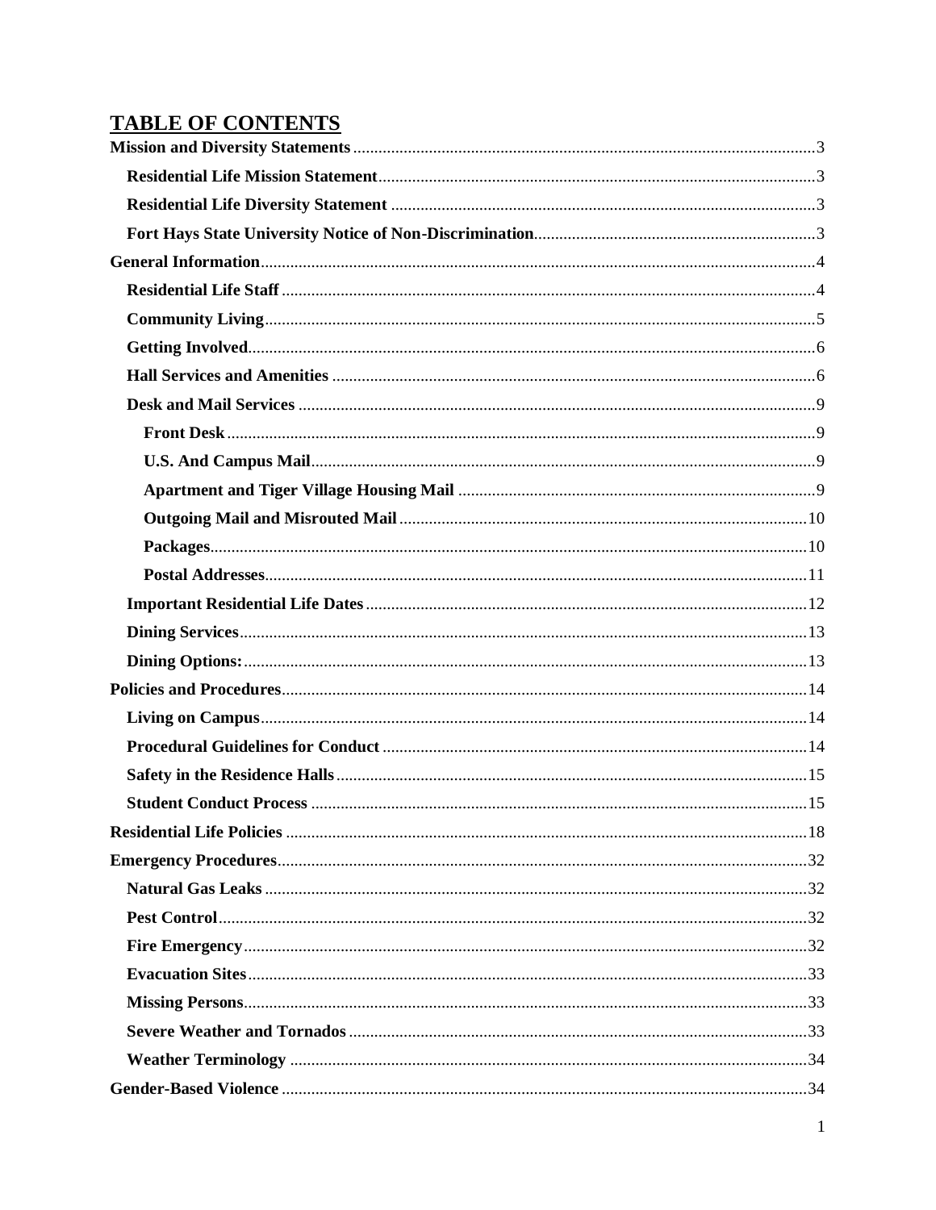# TABLE OF CONTENTS

**Mission and Diversity Statements** ....... 3

- **Residential Life Mission Statement** ....... 3
- **Residential Life Diversity Statement** ....... 3
- **Fort Hays State University Notice of Non-Discrimination** ....... 3

**General Information** ....... 4

- **Residential Life Staff** ....... 4
- **Community Living** ....... 5
- **Getting Involved** ....... 6
- **Hall Services and Amenities** ....... 6
- **Desk and Mail Services** ....... 9
  - **Front Desk** ....... 9
  - **U.S. And Campus Mail** ....... 9
  - **Apartment and Tiger Village Housing Mail** ....... 9
  - **Outgoing Mail and Misrouted Mail** ....... 10
  - **Packages** ....... 10
  - **Postal Addresses** ....... 11
- **Important Residential Life Dates** ....... 12
- **Dining Services** ....... 13
- **Dining Options:** ....... 13

**Policies and Procedures** ....... 14

- **Living on Campus** ....... 14
- **Procedural Guidelines for Conduct** ....... 14
- **Safety in the Residence Halls** ....... 15
- **Student Conduct Process** ....... 15

**Residential Life Policies** ....... 18

**Emergency Procedures** ....... 32

- **Natural Gas Leaks** ....... 32
- **Pest Control** ....... 32
- **Fire Emergency** ....... 32
- **Evacuation Sites** ....... 33
- **Missing Persons** ....... 33
- **Severe Weather and Tornados** ....... 33
- **Weather Terminology** ....... 34

**Gender-Based Violence** ....... 34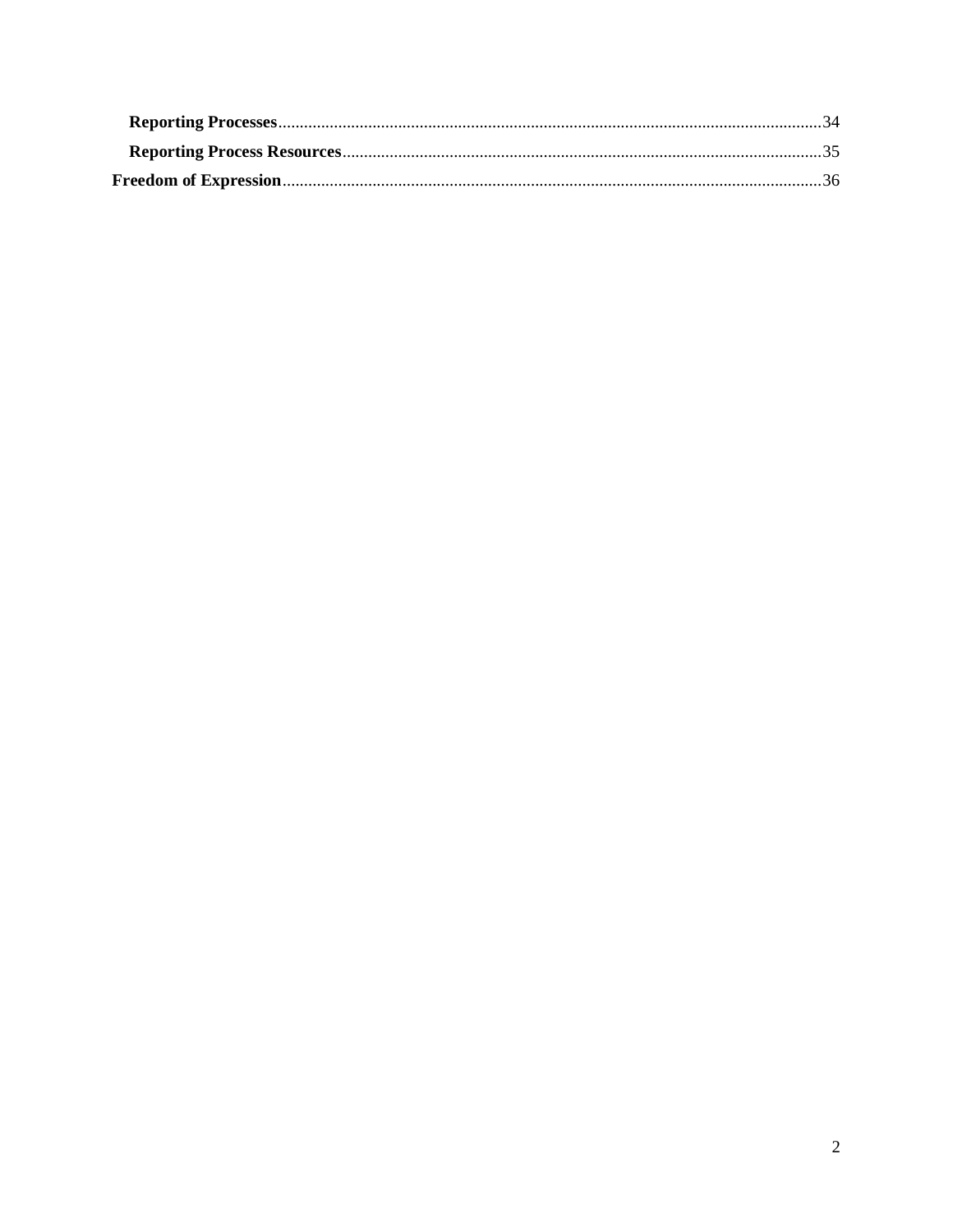- **Reporting Processes** ... 34
- **Reporting Process Resources** ... 35

**Freedom of Expression** ... 36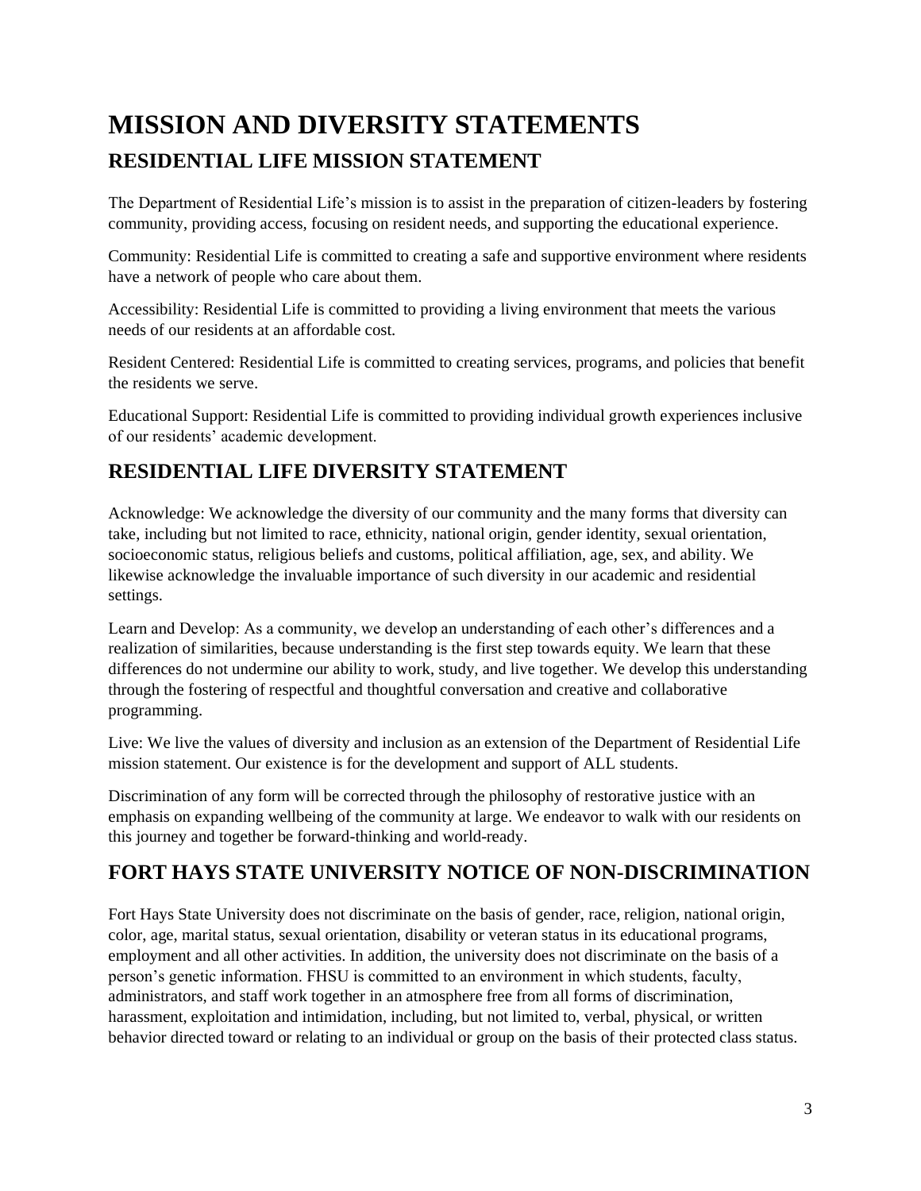# MISSION AND DIVERSITY STATEMENTS

## RESIDENTIAL LIFE MISSION STATEMENT

The Department of Residential Life's mission is to assist in the preparation of citizen-leaders by fostering community, providing access, focusing on resident needs, and supporting the educational experience.

Community: Residential Life is committed to creating a safe and supportive environment where residents have a network of people who care about them.

Accessibility: Residential Life is committed to providing a living environment that meets the various needs of our residents at an affordable cost.

Resident Centered: Residential Life is committed to creating services, programs, and policies that benefit the residents we serve.

Educational Support: Residential Life is committed to providing individual growth experiences inclusive of our residents' academic development.

## RESIDENTIAL LIFE DIVERSITY STATEMENT

Acknowledge: We acknowledge the diversity of our community and the many forms that diversity can take, including but not limited to race, ethnicity, national origin, gender identity, sexual orientation, socioeconomic status, religious beliefs and customs, political affiliation, age, sex, and ability. We likewise acknowledge the invaluable importance of such diversity in our academic and residential settings.

Learn and Develop: As a community, we develop an understanding of each other's differences and a realization of similarities, because understanding is the first step towards equity. We learn that these differences do not undermine our ability to work, study, and live together. We develop this understanding through the fostering of respectful and thoughtful conversation and creative and collaborative programming.

Live: We live the values of diversity and inclusion as an extension of the Department of Residential Life mission statement. Our existence is for the development and support of ALL students.

Discrimination of any form will be corrected through the philosophy of restorative justice with an emphasis on expanding wellbeing of the community at large. We endeavor to walk with our residents on this journey and together be forward-thinking and world-ready.

## FORT HAYS STATE UNIVERSITY NOTICE OF NON-DISCRIMINATION

Fort Hays State University does not discriminate on the basis of gender, race, religion, national origin, color, age, marital status, sexual orientation, disability or veteran status in its educational programs, employment and all other activities. In addition, the university does not discriminate on the basis of a person's genetic information. FHSU is committed to an environment in which students, faculty, administrators, and staff work together in an atmosphere free from all forms of discrimination, harassment, exploitation and intimidation, including, but not limited to, verbal, physical, or written behavior directed toward or relating to an individual or group on the basis of their protected class status.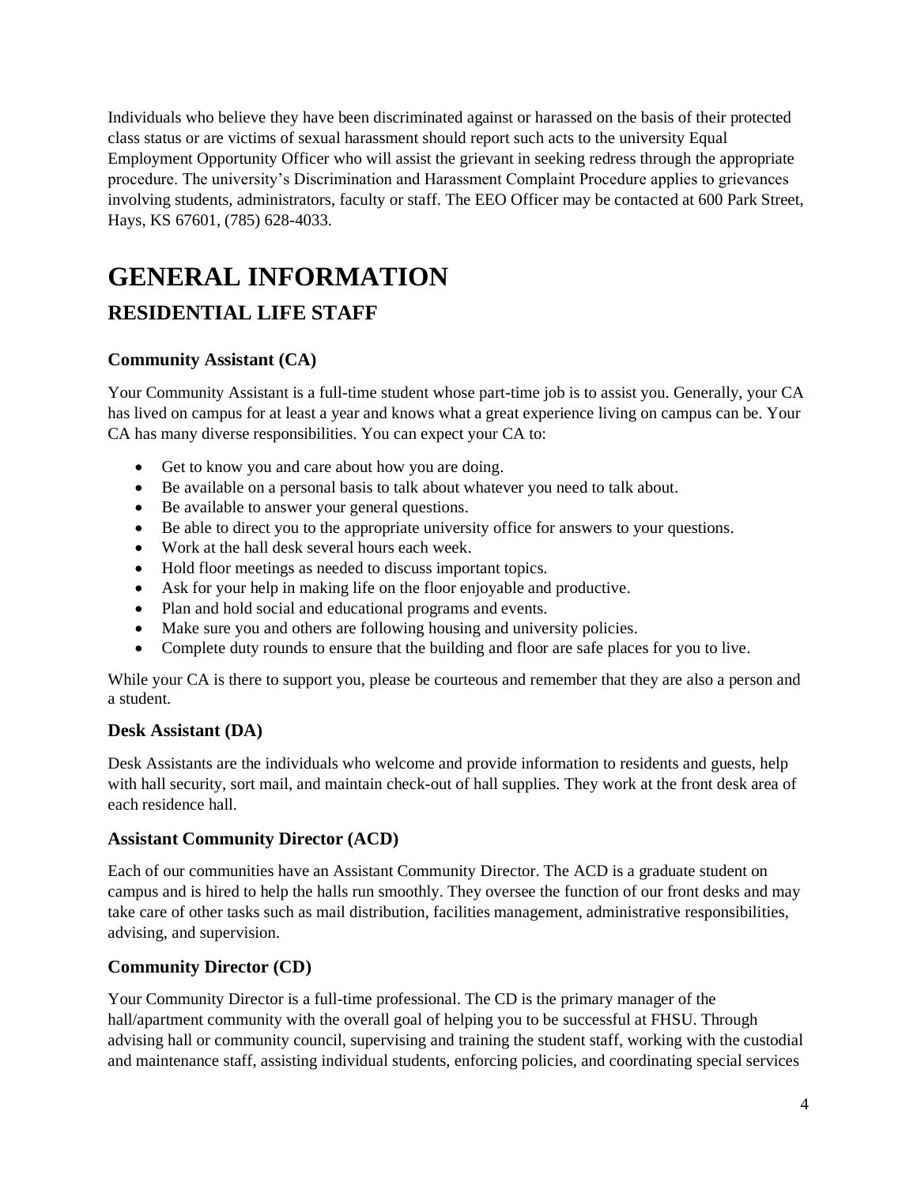Individuals who believe they have been discriminated against or harassed on the basis of their protected class status or are victims of sexual harassment should report such acts to the university Equal Employment Opportunity Officer who will assist the grievant in seeking redress through the appropriate procedure. The university's Discrimination and Harassment Complaint Procedure applies to grievances involving students, administrators, faculty or staff. The EEO Officer may be contacted at 600 Park Street, Hays, KS 67601, (785) 628-4033.

# GENERAL INFORMATION

## RESIDENTIAL LIFE STAFF

### Community Assistant (CA)

Your Community Assistant is a full-time student whose part-time job is to assist you. Generally, your CA has lived on campus for at least a year and knows what a great experience living on campus can be. Your CA has many diverse responsibilities. You can expect your CA to:

- Get to know you and care about how you are doing.
- Be available on a personal basis to talk about whatever you need to talk about.
- Be available to answer your general questions.
- Be able to direct you to the appropriate university office for answers to your questions.
- Work at the hall desk several hours each week.
- Hold floor meetings as needed to discuss important topics.
- Ask for your help in making life on the floor enjoyable and productive.
- Plan and hold social and educational programs and events.
- Make sure you and others are following housing and university policies.
- Complete duty rounds to ensure that the building and floor are safe places for you to live.

While your CA is there to support you, please be courteous and remember that they are also a person and a student.

### Desk Assistant (DA)

Desk Assistants are the individuals who welcome and provide information to residents and guests, help with hall security, sort mail, and maintain check-out of hall supplies. They work at the front desk area of each residence hall.

### Assistant Community Director (ACD)

Each of our communities have an Assistant Community Director. The ACD is a graduate student on campus and is hired to help the halls run smoothly. They oversee the function of our front desks and may take care of other tasks such as mail distribution, facilities management, administrative responsibilities, advising, and supervision.

### Community Director (CD)

Your Community Director is a full-time professional. The CD is the primary manager of the hall/apartment community with the overall goal of helping you to be successful at FHSU. Through advising hall or community council, supervising and training the student staff, working with the custodial and maintenance staff, assisting individual students, enforcing policies, and coordinating special services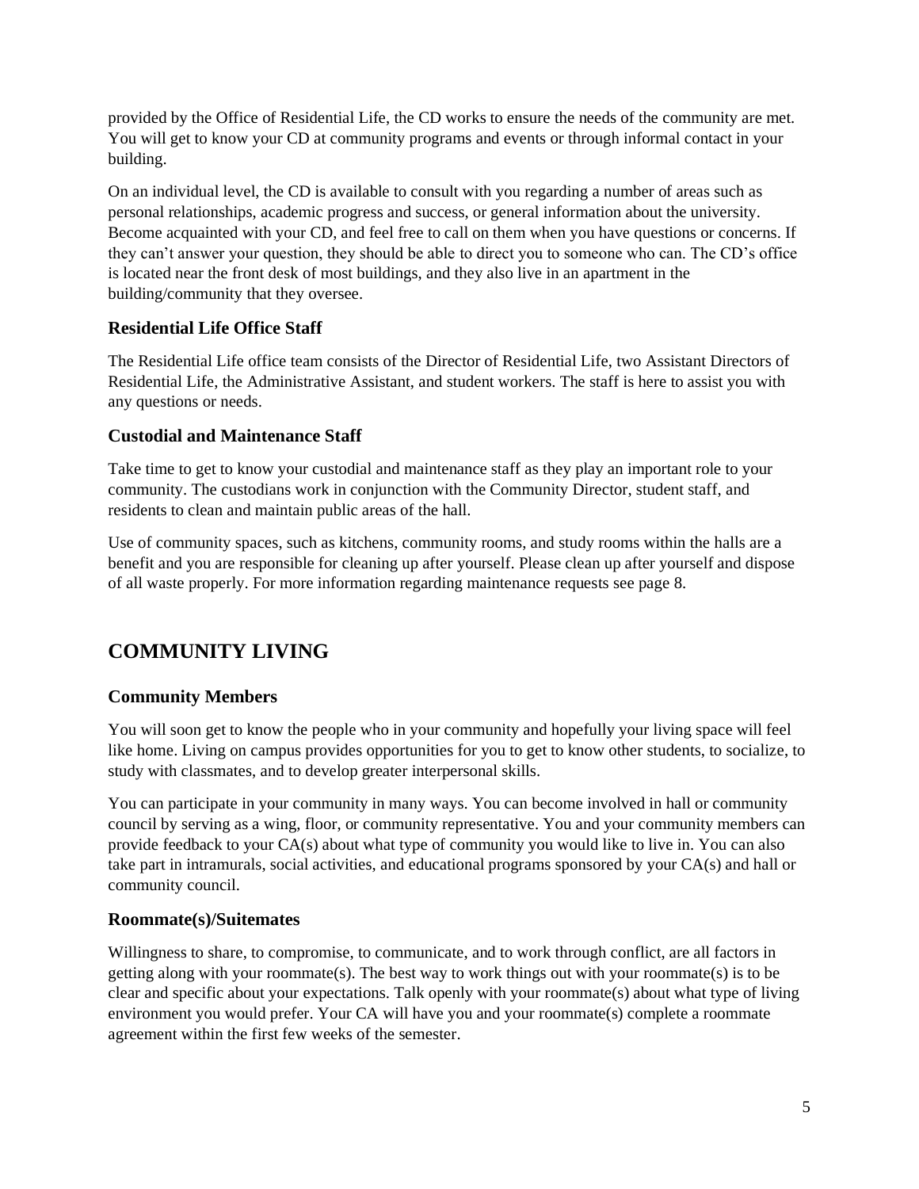provided by the Office of Residential Life, the CD works to ensure the needs of the community are met. You will get to know your CD at community programs and events or through informal contact in your building.

On an individual level, the CD is available to consult with you regarding a number of areas such as personal relationships, academic progress and success, or general information about the university. Become acquainted with your CD, and feel free to call on them when you have questions or concerns. If they can't answer your question, they should be able to direct you to someone who can. The CD's office is located near the front desk of most buildings, and they also live in an apartment in the building/community that they oversee.

### Residential Life Office Staff

The Residential Life office team consists of the Director of Residential Life, two Assistant Directors of Residential Life, the Administrative Assistant, and student workers. The staff is here to assist you with any questions or needs.

### Custodial and Maintenance Staff

Take time to get to know your custodial and maintenance staff as they play an important role to your community. The custodians work in conjunction with the Community Director, student staff, and residents to clean and maintain public areas of the hall.

Use of community spaces, such as kitchens, community rooms, and study rooms within the halls are a benefit and you are responsible for cleaning up after yourself. Please clean up after yourself and dispose of all waste properly. For more information regarding maintenance requests see page 8.

## COMMUNITY LIVING

### Community Members

You will soon get to know the people who in your community and hopefully your living space will feel like home. Living on campus provides opportunities for you to get to know other students, to socialize, to study with classmates, and to develop greater interpersonal skills.

You can participate in your community in many ways. You can become involved in hall or community council by serving as a wing, floor, or community representative. You and your community members can provide feedback to your CA(s) about what type of community you would like to live in. You can also take part in intramurals, social activities, and educational programs sponsored by your CA(s) and hall or community council.

### Roommate(s)/Suitemates

Willingness to share, to compromise, to communicate, and to work through conflict, are all factors in getting along with your roommate(s). The best way to work things out with your roommate(s) is to be clear and specific about your expectations. Talk openly with your roommate(s) about what type of living environment you would prefer. Your CA will have you and your roommate(s) complete a roommate agreement within the first few weeks of the semester.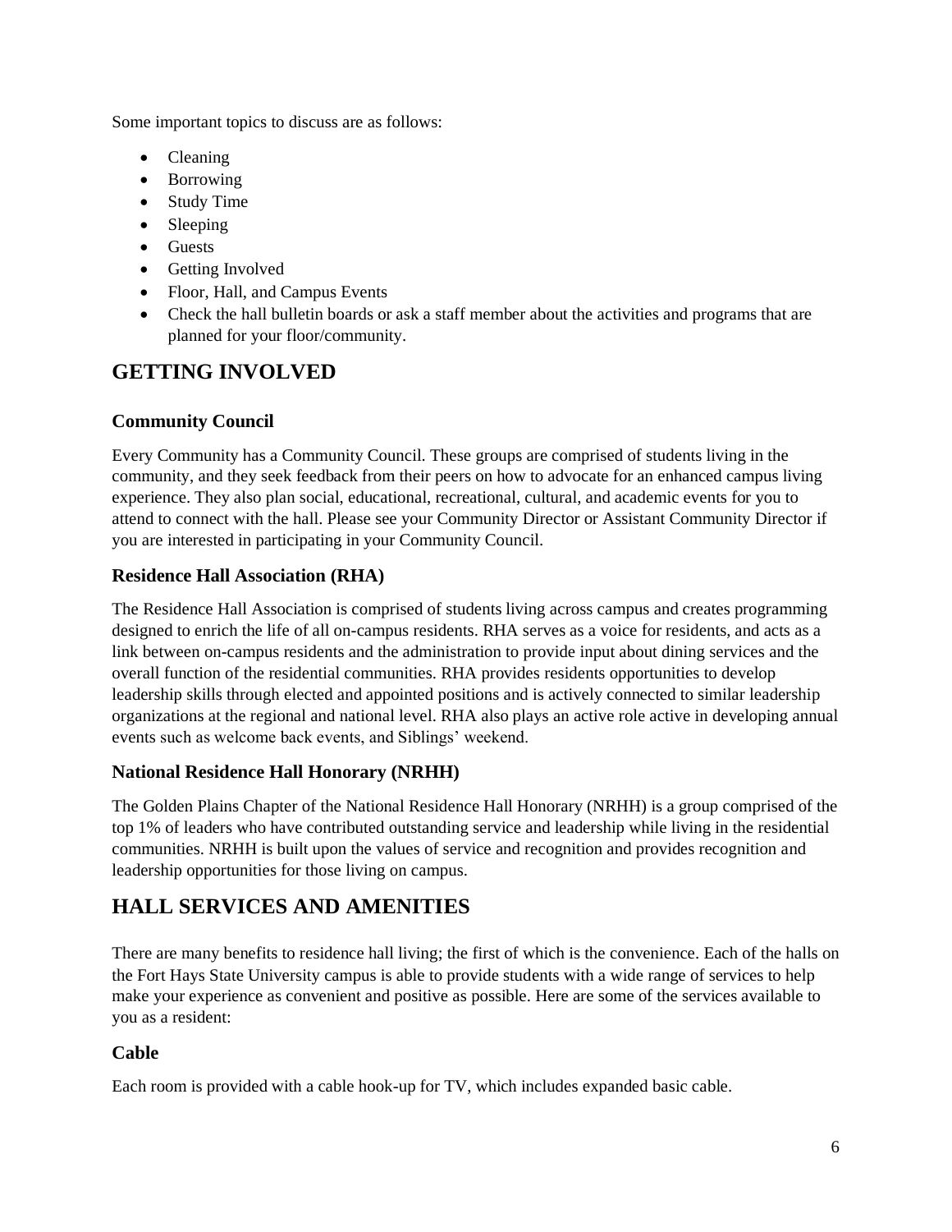Some important topics to discuss are as follows:

- Cleaning
- Borrowing
- Study Time
- Sleeping
- Guests
- Getting Involved
- Floor, Hall, and Campus Events
- Check the hall bulletin boards or ask a staff member about the activities and programs that are planned for your floor/community.

# GETTING INVOLVED

### Community Council

Every Community has a Community Council. These groups are comprised of students living in the community, and they seek feedback from their peers on how to advocate for an enhanced campus living experience. They also plan social, educational, recreational, cultural, and academic events for you to attend to connect with the hall. Please see your Community Director or Assistant Community Director if you are interested in participating in your Community Council.

### Residence Hall Association (RHA)

The Residence Hall Association is comprised of students living across campus and creates programming designed to enrich the life of all on-campus residents. RHA serves as a voice for residents, and acts as a link between on-campus residents and the administration to provide input about dining services and the overall function of the residential communities. RHA provides residents opportunities to develop leadership skills through elected and appointed positions and is actively connected to similar leadership organizations at the regional and national level. RHA also plays an active role active in developing annual events such as welcome back events, and Siblings' weekend.

### National Residence Hall Honorary (NRHH)

The Golden Plains Chapter of the National Residence Hall Honorary (NRHH) is a group comprised of the top 1% of leaders who have contributed outstanding service and leadership while living in the residential communities. NRHH is built upon the values of service and recognition and provides recognition and leadership opportunities for those living on campus.

# HALL SERVICES AND AMENITIES

There are many benefits to residence hall living; the first of which is the convenience. Each of the halls on the Fort Hays State University campus is able to provide students with a wide range of services to help make your experience as convenient and positive as possible. Here are some of the services available to you as a resident:

### Cable

Each room is provided with a cable hook-up for TV, which includes expanded basic cable.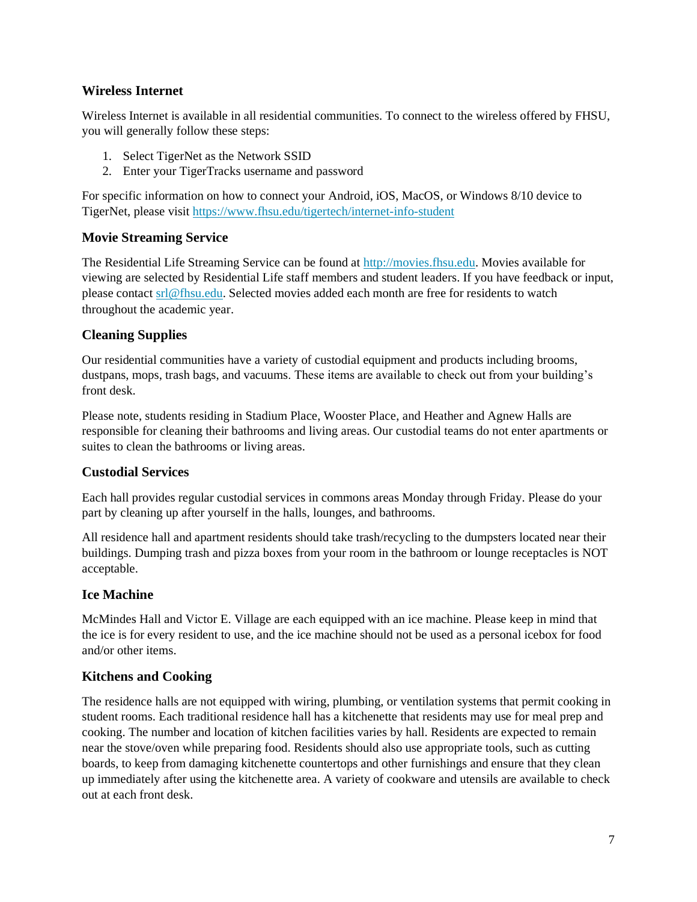### Wireless Internet

Wireless Internet is available in all residential communities. To connect to the wireless offered by FHSU, you will generally follow these steps:

1. Select TigerNet as the Network SSID
2. Enter your TigerTracks username and password

For specific information on how to connect your Android, iOS, MacOS, or Windows 8/10 device to TigerNet, please visit https://www.fhsu.edu/tigertech/internet-info-student

### Movie Streaming Service

The Residential Life Streaming Service can be found at http://movies.fhsu.edu. Movies available for viewing are selected by Residential Life staff members and student leaders. If you have feedback or input, please contact srl@fhsu.edu. Selected movies added each month are free for residents to watch throughout the academic year.

### Cleaning Supplies

Our residential communities have a variety of custodial equipment and products including brooms, dustpans, mops, trash bags, and vacuums. These items are available to check out from your building's front desk.

Please note, students residing in Stadium Place, Wooster Place, and Heather and Agnew Halls are responsible for cleaning their bathrooms and living areas. Our custodial teams do not enter apartments or suites to clean the bathrooms or living areas.

### Custodial Services

Each hall provides regular custodial services in commons areas Monday through Friday. Please do your part by cleaning up after yourself in the halls, lounges, and bathrooms.

All residence hall and apartment residents should take trash/recycling to the dumpsters located near their buildings. Dumping trash and pizza boxes from your room in the bathroom or lounge receptacles is NOT acceptable.

### Ice Machine

McMindes Hall and Victor E. Village are each equipped with an ice machine. Please keep in mind that the ice is for every resident to use, and the ice machine should not be used as a personal icebox for food and/or other items.

### Kitchens and Cooking

The residence halls are not equipped with wiring, plumbing, or ventilation systems that permit cooking in student rooms. Each traditional residence hall has a kitchenette that residents may use for meal prep and cooking. The number and location of kitchen facilities varies by hall. Residents are expected to remain near the stove/oven while preparing food. Residents should also use appropriate tools, such as cutting boards, to keep from damaging kitchenette countertops and other furnishings and ensure that they clean up immediately after using the kitchenette area. A variety of cookware and utensils are available to check out at each front desk.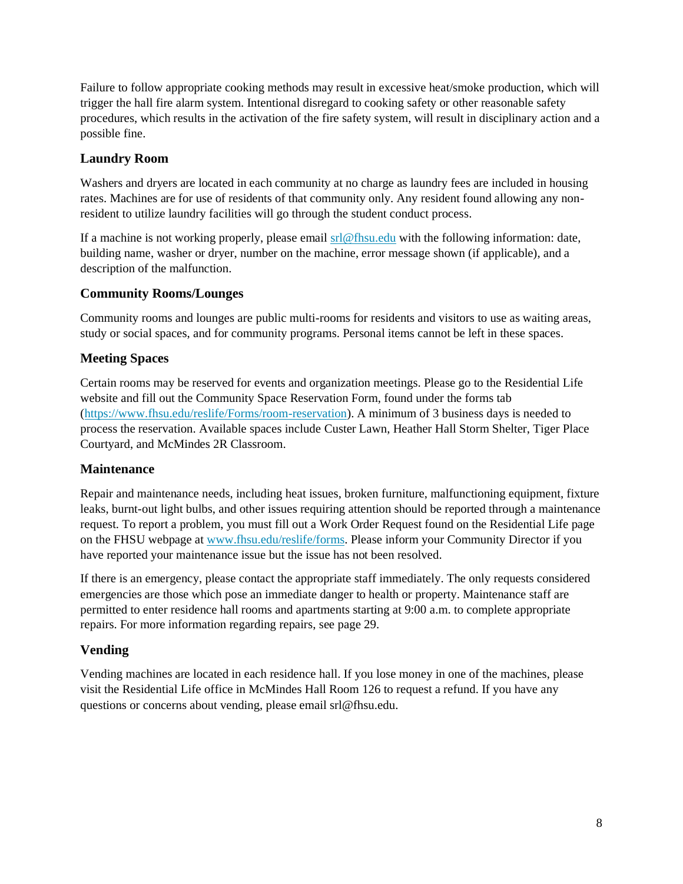Failure to follow appropriate cooking methods may result in excessive heat/smoke production, which will trigger the hall fire alarm system. Intentional disregard to cooking safety or other reasonable safety procedures, which results in the activation of the fire safety system, will result in disciplinary action and a possible fine.

### Laundry Room

Washers and dryers are located in each community at no charge as laundry fees are included in housing rates. Machines are for use of residents of that community only. Any resident found allowing any non-resident to utilize laundry facilities will go through the student conduct process.

If a machine is not working properly, please email [srl@fhsu.edu](mailto:srl@fhsu.edu) with the following information: date, building name, washer or dryer, number on the machine, error message shown (if applicable), and a description of the malfunction.

### Community Rooms/Lounges

Community rooms and lounges are public multi-rooms for residents and visitors to use as waiting areas, study or social spaces, and for community programs. Personal items cannot be left in these spaces.

### Meeting Spaces

Certain rooms may be reserved for events and organization meetings. Please go to the Residential Life website and fill out the Community Space Reservation Form, found under the forms tab ([https://www.fhsu.edu/reslife/Forms/room-reservation](https://www.fhsu.edu/reslife/Forms/room-reservation)). A minimum of 3 business days is needed to process the reservation. Available spaces include Custer Lawn, Heather Hall Storm Shelter, Tiger Place Courtyard, and McMindes 2R Classroom.

### Maintenance

Repair and maintenance needs, including heat issues, broken furniture, malfunctioning equipment, fixture leaks, burnt-out light bulbs, and other issues requiring attention should be reported through a maintenance request. To report a problem, you must fill out a Work Order Request found on the Residential Life page on the FHSU webpage at [www.fhsu.edu/reslife/forms](http://www.fhsu.edu/reslife/forms). Please inform your Community Director if you have reported your maintenance issue but the issue has not been resolved.

If there is an emergency, please contact the appropriate staff immediately. The only requests considered emergencies are those which pose an immediate danger to health or property. Maintenance staff are permitted to enter residence hall rooms and apartments starting at 9:00 a.m. to complete appropriate repairs. For more information regarding repairs, see page 29.

### Vending

Vending machines are located in each residence hall. If you lose money in one of the machines, please visit the Residential Life office in McMindes Hall Room 126 to request a refund. If you have any questions or concerns about vending, please email srl@fhsu.edu.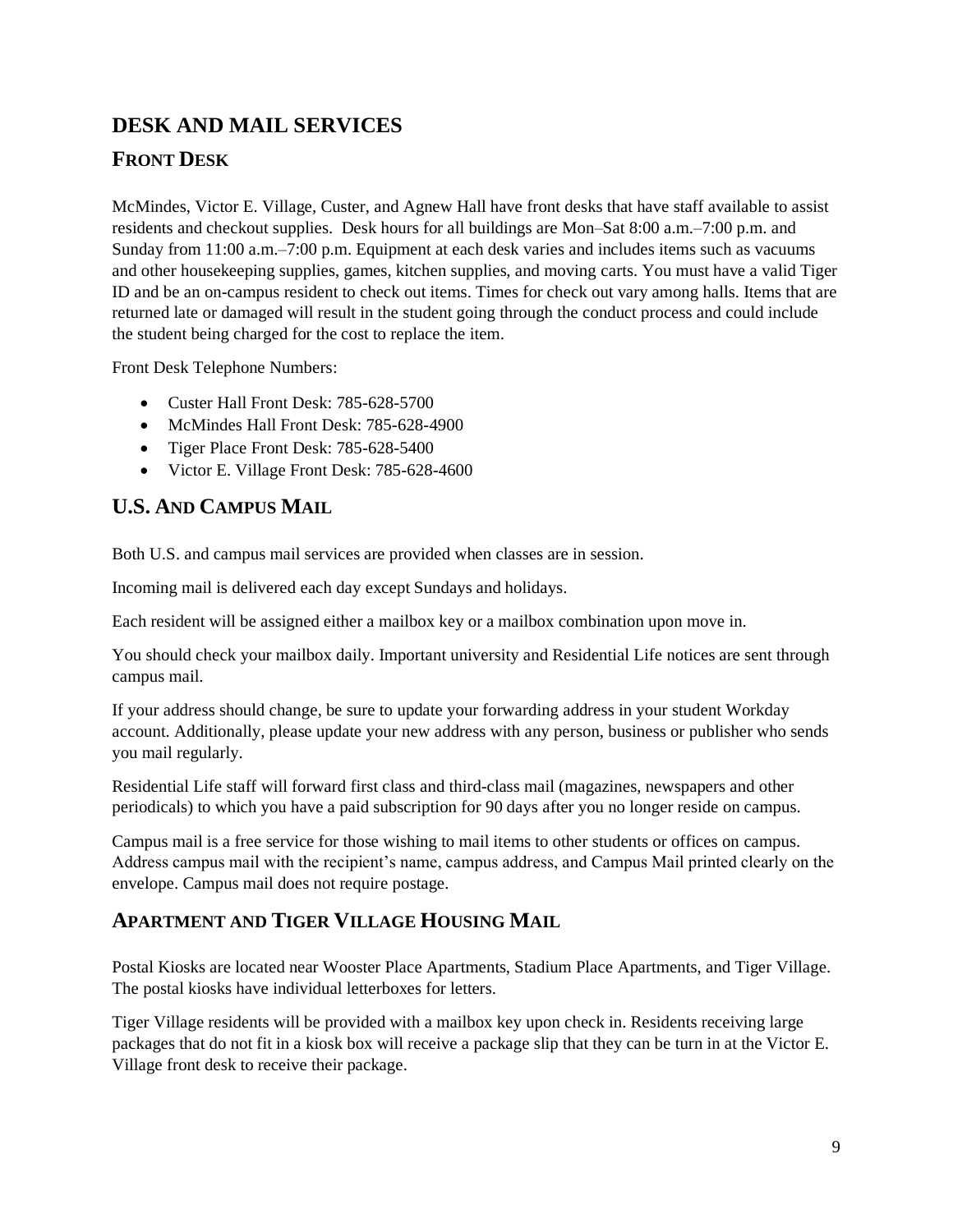# DESK AND MAIL SERVICES

## FRONT DESK

McMindes, Victor E. Village, Custer, and Agnew Hall have front desks that have staff available to assist residents and checkout supplies. Desk hours for all buildings are Mon–Sat 8:00 a.m.–7:00 p.m. and Sunday from 11:00 a.m.–7:00 p.m. Equipment at each desk varies and includes items such as vacuums and other housekeeping supplies, games, kitchen supplies, and moving carts. You must have a valid Tiger ID and be an on-campus resident to check out items. Times for check out vary among halls. Items that are returned late or damaged will result in the student going through the conduct process and could include the student being charged for the cost to replace the item.

Front Desk Telephone Numbers:

- Custer Hall Front Desk: 785-628-5700
- McMindes Hall Front Desk: 785-628-4900
- Tiger Place Front Desk: 785-628-5400
- Victor E. Village Front Desk: 785-628-4600

## U.S. AND CAMPUS MAIL

Both U.S. and campus mail services are provided when classes are in session.

Incoming mail is delivered each day except Sundays and holidays.

Each resident will be assigned either a mailbox key or a mailbox combination upon move in.

You should check your mailbox daily. Important university and Residential Life notices are sent through campus mail.

If your address should change, be sure to update your forwarding address in your student Workday account. Additionally, please update your new address with any person, business or publisher who sends you mail regularly.

Residential Life staff will forward first class and third-class mail (magazines, newspapers and other periodicals) to which you have a paid subscription for 90 days after you no longer reside on campus.

Campus mail is a free service for those wishing to mail items to other students or offices on campus. Address campus mail with the recipient's name, campus address, and Campus Mail printed clearly on the envelope. Campus mail does not require postage.

## APARTMENT AND TIGER VILLAGE HOUSING MAIL

Postal Kiosks are located near Wooster Place Apartments, Stadium Place Apartments, and Tiger Village. The postal kiosks have individual letterboxes for letters.

Tiger Village residents will be provided with a mailbox key upon check in. Residents receiving large packages that do not fit in a kiosk box will receive a package slip that they can be turn in at the Victor E. Village front desk to receive their package.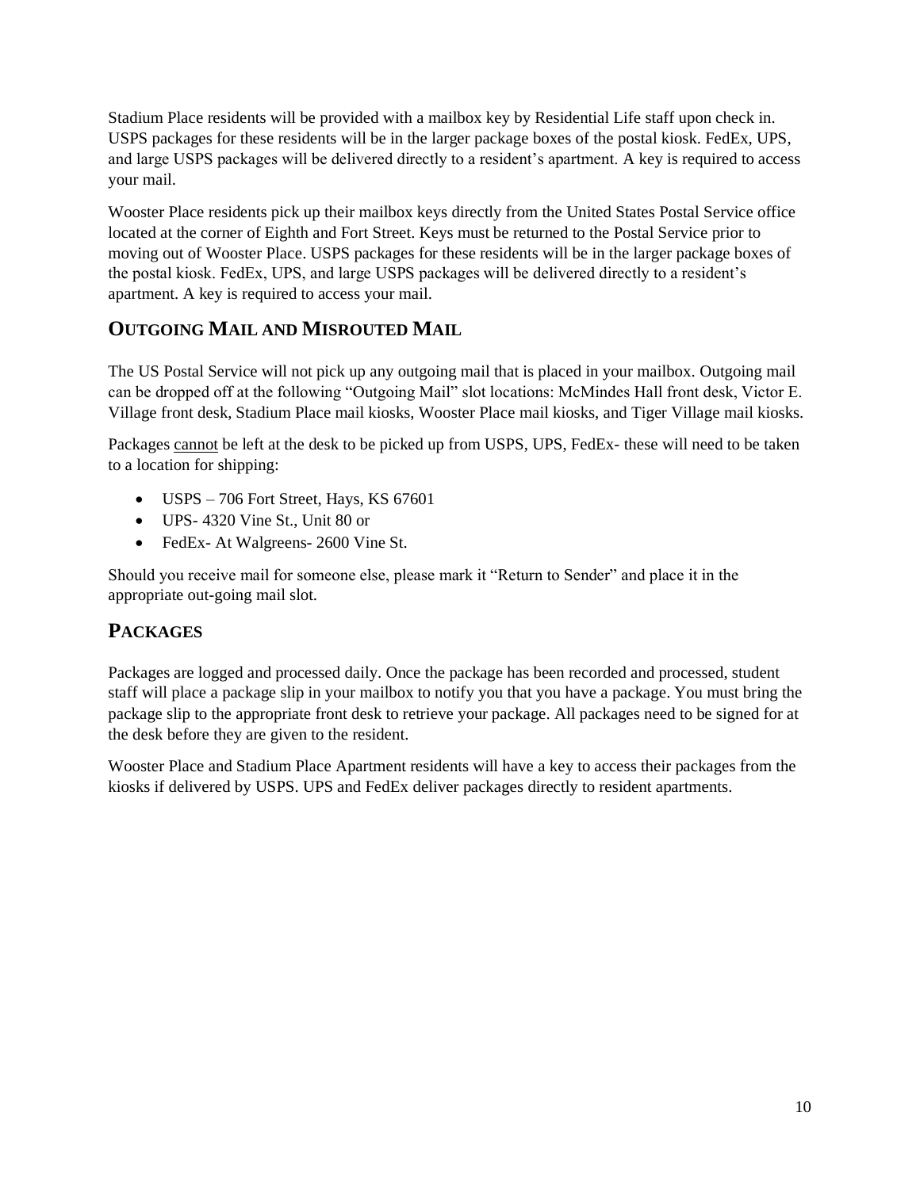Stadium Place residents will be provided with a mailbox key by Residential Life staff upon check in. USPS packages for these residents will be in the larger package boxes of the postal kiosk. FedEx, UPS, and large USPS packages will be delivered directly to a resident's apartment. A key is required to access your mail.

Wooster Place residents pick up their mailbox keys directly from the United States Postal Service office located at the corner of Eighth and Fort Street. Keys must be returned to the Postal Service prior to moving out of Wooster Place. USPS packages for these residents will be in the larger package boxes of the postal kiosk. FedEx, UPS, and large USPS packages will be delivered directly to a resident's apartment. A key is required to access your mail.

## Outgoing Mail and Misrouted Mail

The US Postal Service will not pick up any outgoing mail that is placed in your mailbox. Outgoing mail can be dropped off at the following "Outgoing Mail" slot locations: McMindes Hall front desk, Victor E. Village front desk, Stadium Place mail kiosks, Wooster Place mail kiosks, and Tiger Village mail kiosks.

Packages <u>cannot</u> be left at the desk to be picked up from USPS, UPS, FedEx- these will need to be taken to a location for shipping:

- USPS – 706 Fort Street, Hays, KS 67601
- UPS- 4320 Vine St., Unit 80 or
- FedEx- At Walgreens- 2600 Vine St.

Should you receive mail for someone else, please mark it "Return to Sender" and place it in the appropriate out-going mail slot.

## Packages

Packages are logged and processed daily. Once the package has been recorded and processed, student staff will place a package slip in your mailbox to notify you that you have a package. You must bring the package slip to the appropriate front desk to retrieve your package. All packages need to be signed for at the desk before they are given to the resident.

Wooster Place and Stadium Place Apartment residents will have a key to access their packages from the kiosks if delivered by USPS. UPS and FedEx deliver packages directly to resident apartments.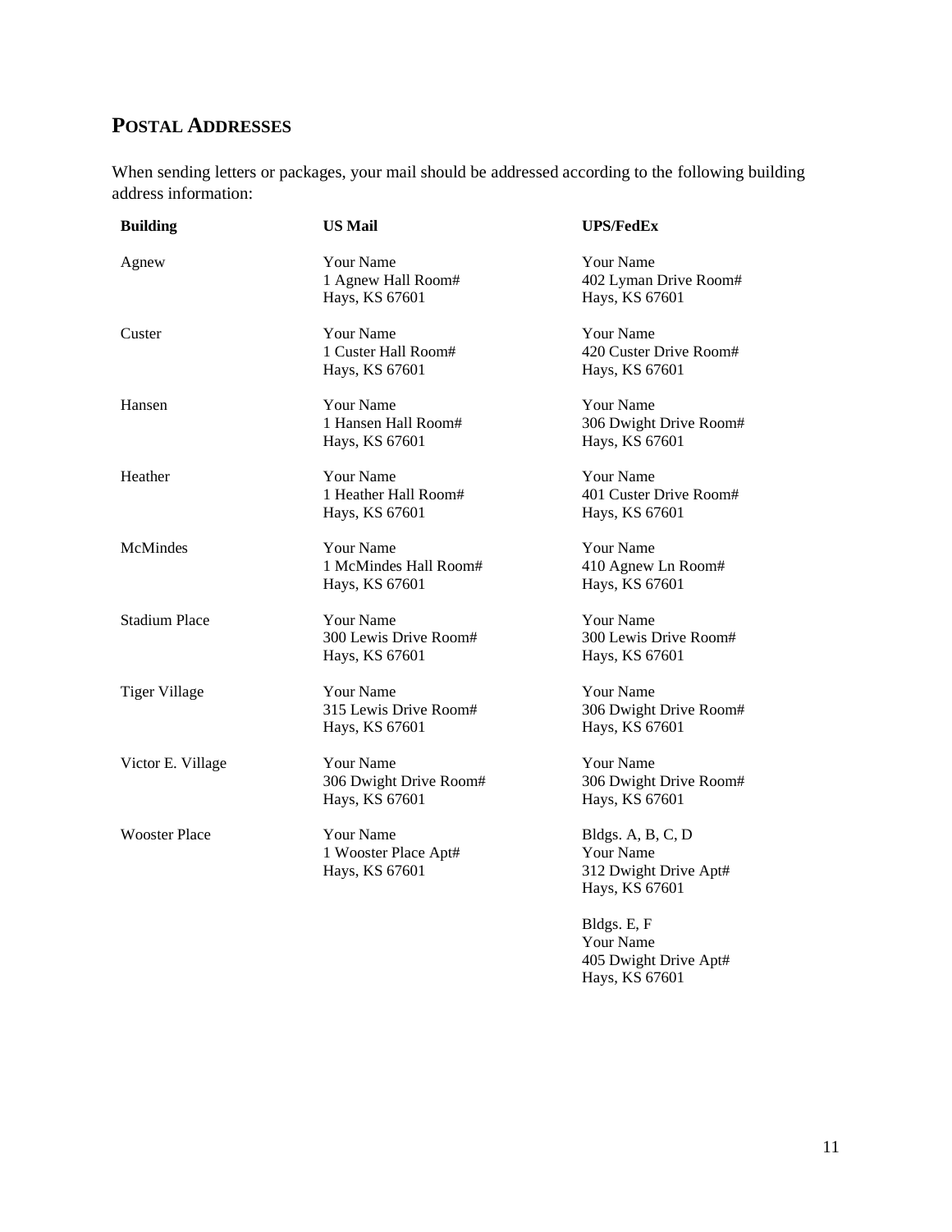## POSTAL ADDRESSES

When sending letters or packages, your mail should be addressed according to the following building address information:

| Building | US Mail | UPS/FedEx |
|---|---|---|
| Agnew | Your Name<br>1 Agnew Hall Room#<br>Hays, KS 67601 | Your Name<br>402 Lyman Drive Room#<br>Hays, KS 67601 |
| Custer | Your Name<br>1 Custer Hall Room#<br>Hays, KS 67601 | Your Name<br>420 Custer Drive Room#<br>Hays, KS 67601 |
| Hansen | Your Name<br>1 Hansen Hall Room#<br>Hays, KS 67601 | Your Name<br>306 Dwight Drive Room#<br>Hays, KS 67601 |
| Heather | Your Name<br>1 Heather Hall Room#<br>Hays, KS 67601 | Your Name<br>401 Custer Drive Room#<br>Hays, KS 67601 |
| McMindes | Your Name<br>1 McMindes Hall Room#<br>Hays, KS 67601 | Your Name<br>410 Agnew Ln Room#<br>Hays, KS 67601 |
| Stadium Place | Your Name<br>300 Lewis Drive Room#<br>Hays, KS 67601 | Your Name<br>300 Lewis Drive Room#<br>Hays, KS 67601 |
| Tiger Village | Your Name<br>315 Lewis Drive Room#<br>Hays, KS 67601 | Your Name<br>306 Dwight Drive Room#<br>Hays, KS 67601 |
| Victor E. Village | Your Name<br>306 Dwight Drive Room#<br>Hays, KS 67601 | Your Name<br>306 Dwight Drive Room#<br>Hays, KS 67601 |
| Wooster Place | Your Name<br>1 Wooster Place Apt#<br>Hays, KS 67601 | Bldgs. A, B, C, D<br>Your Name<br>312 Dwight Drive Apt#<br>Hays, KS 67601<br><br>Bldgs. E, F<br>Your Name<br>405 Dwight Drive Apt#<br>Hays, KS 67601 |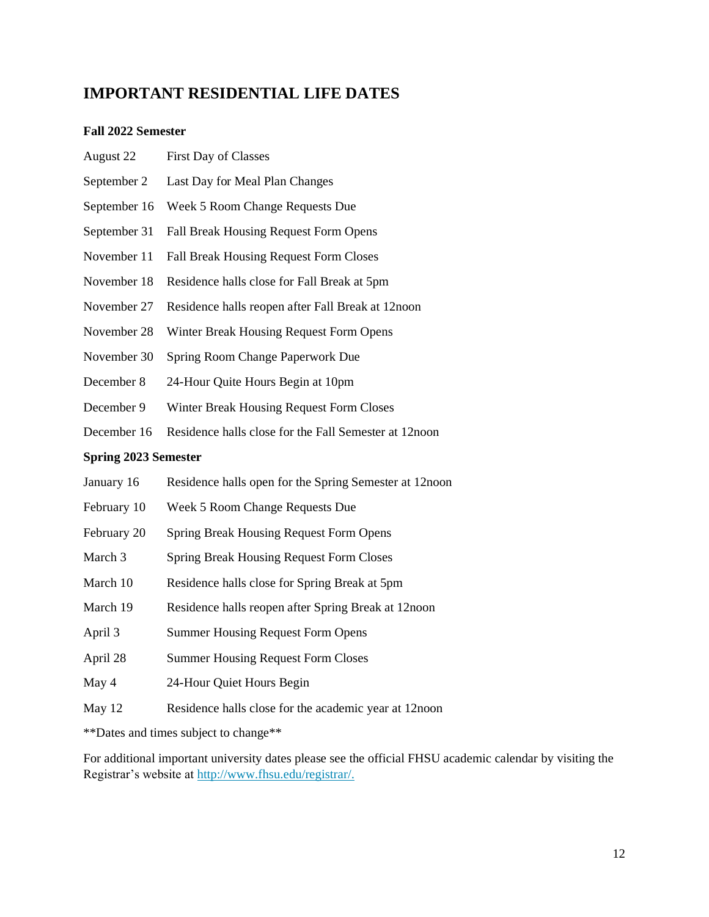# IMPORTANT RESIDENTIAL LIFE DATES

### Fall 2022 Semester

| | |
|---|---|
| August 22 | First Day of Classes |
| September 2 | Last Day for Meal Plan Changes |
| September 16 | Week 5 Room Change Requests Due |
| September 31 | Fall Break Housing Request Form Opens |
| November 11 | Fall Break Housing Request Form Closes |
| November 18 | Residence halls close for Fall Break at 5pm |
| November 27 | Residence halls reopen after Fall Break at 12noon |
| November 28 | Winter Break Housing Request Form Opens |
| November 30 | Spring Room Change Paperwork Due |
| December 8 | 24-Hour Quite Hours Begin at 10pm |
| December 9 | Winter Break Housing Request Form Closes |
| December 16 | Residence halls close for the Fall Semester at 12noon |

### Spring 2023 Semester

| | |
|---|---|
| January 16 | Residence halls open for the Spring Semester at 12noon |
| February 10 | Week 5 Room Change Requests Due |
| February 20 | Spring Break Housing Request Form Opens |
| March 3 | Spring Break Housing Request Form Closes |
| March 10 | Residence halls close for Spring Break at 5pm |
| March 19 | Residence halls reopen after Spring Break at 12noon |
| April 3 | Summer Housing Request Form Opens |
| April 28 | Summer Housing Request Form Closes |
| May 4 | 24-Hour Quiet Hours Begin |
| May 12 | Residence halls close for the academic year at 12noon |

\*\*Dates and times subject to change\*\*

For additional important university dates please see the official FHSU academic calendar by visiting the Registrar's website at http://www.fhsu.edu/registrar/.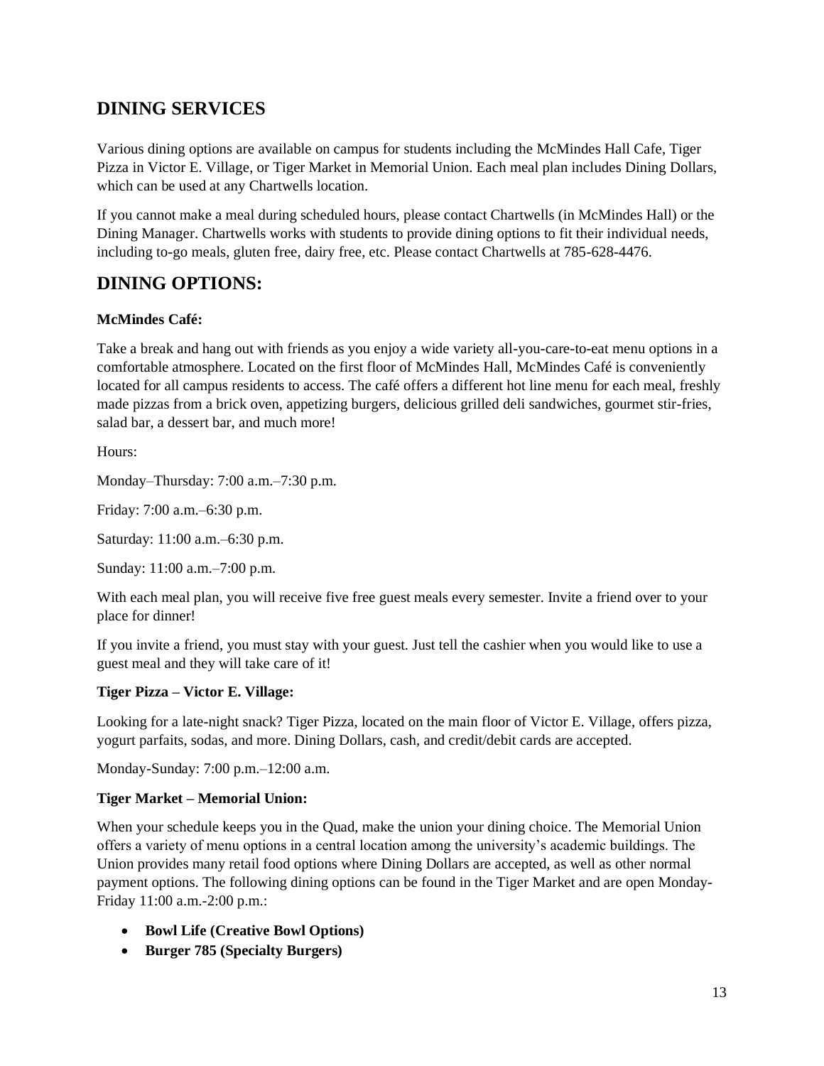## DINING SERVICES

Various dining options are available on campus for students including the McMindes Hall Cafe, Tiger Pizza in Victor E. Village, or Tiger Market in Memorial Union. Each meal plan includes Dining Dollars, which can be used at any Chartwells location.

If you cannot make a meal during scheduled hours, please contact Chartwells (in McMindes Hall) or the Dining Manager. Chartwells works with students to provide dining options to fit their individual needs, including to-go meals, gluten free, dairy free, etc. Please contact Chartwells at 785-628-4476.

## DINING OPTIONS:

**McMindes Café:**

Take a break and hang out with friends as you enjoy a wide variety all-you-care-to-eat menu options in a comfortable atmosphere. Located on the first floor of McMindes Hall, McMindes Café is conveniently located for all campus residents to access. The café offers a different hot line menu for each meal, freshly made pizzas from a brick oven, appetizing burgers, delicious grilled deli sandwiches, gourmet stir-fries, salad bar, a dessert bar, and much more!

Hours:

Monday–Thursday: 7:00 a.m.–7:30 p.m.

Friday: 7:00 a.m.–6:30 p.m.

Saturday: 11:00 a.m.–6:30 p.m.

Sunday: 11:00 a.m.–7:00 p.m.

With each meal plan, you will receive five free guest meals every semester. Invite a friend over to your place for dinner!

If you invite a friend, you must stay with your guest. Just tell the cashier when you would like to use a guest meal and they will take care of it!

**Tiger Pizza – Victor E. Village:**

Looking for a late-night snack? Tiger Pizza, located on the main floor of Victor E. Village, offers pizza, yogurt parfaits, sodas, and more. Dining Dollars, cash, and credit/debit cards are accepted.

Monday-Sunday: 7:00 p.m.–12:00 a.m.

**Tiger Market – Memorial Union:**

When your schedule keeps you in the Quad, make the union your dining choice. The Memorial Union offers a variety of menu options in a central location among the university's academic buildings. The Union provides many retail food options where Dining Dollars are accepted, as well as other normal payment options. The following dining options can be found in the Tiger Market and are open Monday-Friday 11:00 a.m.-2:00 p.m.:

- **Bowl Life (Creative Bowl Options)**
- **Burger 785 (Specialty Burgers)**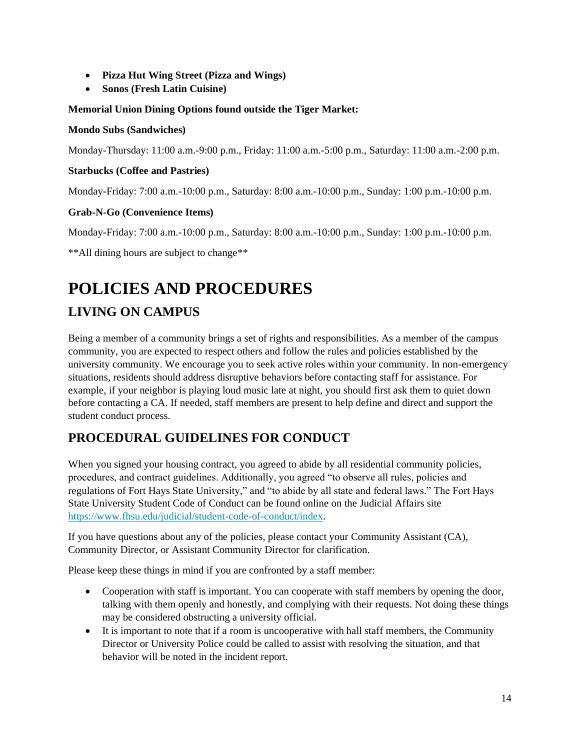- **Pizza Hut Wing Street (Pizza and Wings)**
- **Sonos (Fresh Latin Cuisine)**

**Memorial Union Dining Options found outside the Tiger Market:**

**Mondo Subs (Sandwiches)**

Monday-Thursday: 11:00 a.m.-9:00 p.m., Friday: 11:00 a.m.-5:00 p.m., Saturday: 11:00 a.m.-2:00 p.m.

**Starbucks (Coffee and Pastries)**

Monday-Friday: 7:00 a.m.-10:00 p.m., Saturday: 8:00 a.m.-10:00 p.m., Sunday: 1:00 p.m.-10:00 p.m.

**Grab-N-Go (Convenience Items)**

Monday-Friday: 7:00 a.m.-10:00 p.m., Saturday: 8:00 a.m.-10:00 p.m., Sunday: 1:00 p.m.-10:00 p.m.

**All dining hours are subject to change**

# POLICIES AND PROCEDURES

## LIVING ON CAMPUS

Being a member of a community brings a set of rights and responsibilities. As a member of the campus community, you are expected to respect others and follow the rules and policies established by the university community. We encourage you to seek active roles within your community. In non-emergency situations, residents should address disruptive behaviors before contacting staff for assistance. For example, if your neighbor is playing loud music late at night, you should first ask them to quiet down before contacting a CA. If needed, staff members are present to help define and direct and support the student conduct process.

## PROCEDURAL GUIDELINES FOR CONDUCT

When you signed your housing contract, you agreed to abide by all residential community policies, procedures, and contract guidelines. Additionally, you agreed "to observe all rules, policies and regulations of Fort Hays State University," and "to abide by all state and federal laws." The Fort Hays State University Student Code of Conduct can be found online on the Judicial Affairs site https://www.fhsu.edu/judicial/student-code-of-conduct/index.

If you have questions about any of the policies, please contact your Community Assistant (CA), Community Director, or Assistant Community Director for clarification.

Please keep these things in mind if you are confronted by a staff member:

- Cooperation with staff is important. You can cooperate with staff members by opening the door, talking with them openly and honestly, and complying with their requests. Not doing these things may be considered obstructing a university official.
- It is important to note that if a room is uncooperative with hall staff members, the Community Director or University Police could be called to assist with resolving the situation, and that behavior will be noted in the incident report.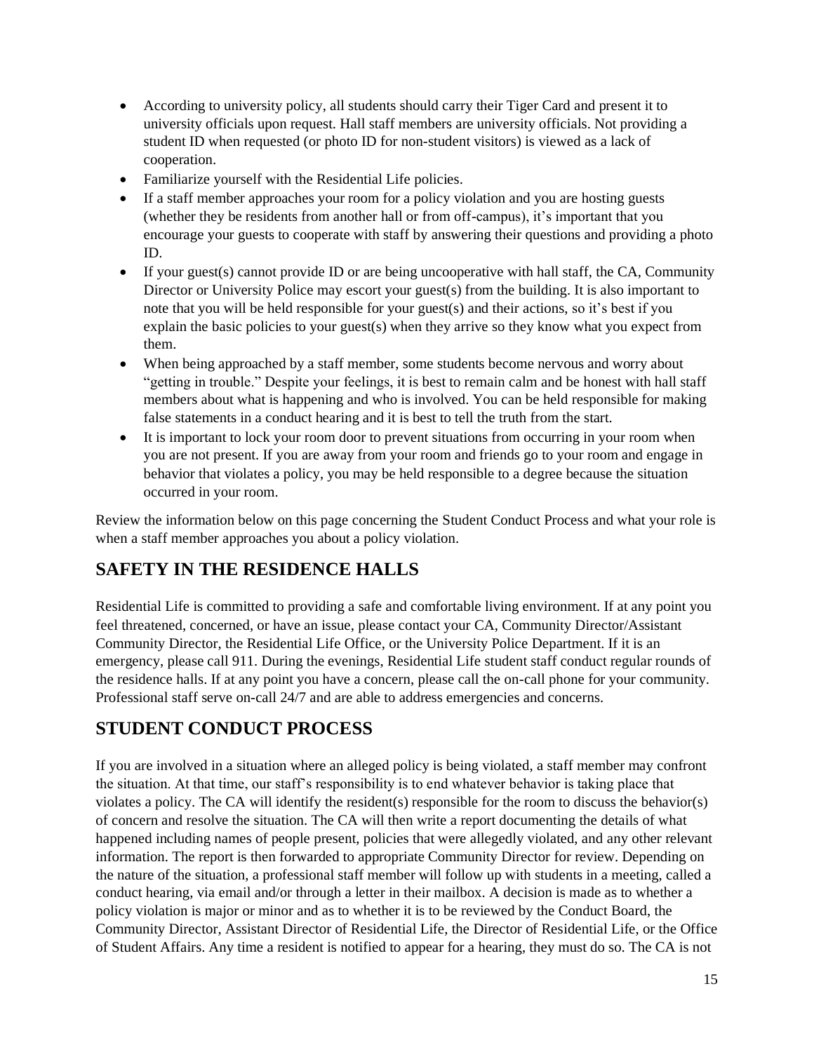- According to university policy, all students should carry their Tiger Card and present it to university officials upon request. Hall staff members are university officials. Not providing a student ID when requested (or photo ID for non-student visitors) is viewed as a lack of cooperation.
- Familiarize yourself with the Residential Life policies.
- If a staff member approaches your room for a policy violation and you are hosting guests (whether they be residents from another hall or from off-campus), it's important that you encourage your guests to cooperate with staff by answering their questions and providing a photo ID.
- If your guest(s) cannot provide ID or are being uncooperative with hall staff, the CA, Community Director or University Police may escort your guest(s) from the building. It is also important to note that you will be held responsible for your guest(s) and their actions, so it's best if you explain the basic policies to your guest(s) when they arrive so they know what you expect from them.
- When being approached by a staff member, some students become nervous and worry about "getting in trouble." Despite your feelings, it is best to remain calm and be honest with hall staff members about what is happening and who is involved. You can be held responsible for making false statements in a conduct hearing and it is best to tell the truth from the start.
- It is important to lock your room door to prevent situations from occurring in your room when you are not present. If you are away from your room and friends go to your room and engage in behavior that violates a policy, you may be held responsible to a degree because the situation occurred in your room.

Review the information below on this page concerning the Student Conduct Process and what your role is when a staff member approaches you about a policy violation.

## SAFETY IN THE RESIDENCE HALLS

Residential Life is committed to providing a safe and comfortable living environment. If at any point you feel threatened, concerned, or have an issue, please contact your CA, Community Director/Assistant Community Director, the Residential Life Office, or the University Police Department. If it is an emergency, please call 911. During the evenings, Residential Life student staff conduct regular rounds of the residence halls. If at any point you have a concern, please call the on-call phone for your community. Professional staff serve on-call 24/7 and are able to address emergencies and concerns.

## STUDENT CONDUCT PROCESS

If you are involved in a situation where an alleged policy is being violated, a staff member may confront the situation. At that time, our staff's responsibility is to end whatever behavior is taking place that violates a policy. The CA will identify the resident(s) responsible for the room to discuss the behavior(s) of concern and resolve the situation. The CA will then write a report documenting the details of what happened including names of people present, policies that were allegedly violated, and any other relevant information. The report is then forwarded to appropriate Community Director for review. Depending on the nature of the situation, a professional staff member will follow up with students in a meeting, called a conduct hearing, via email and/or through a letter in their mailbox. A decision is made as to whether a policy violation is major or minor and as to whether it is to be reviewed by the Conduct Board, the Community Director, Assistant Director of Residential Life, the Director of Residential Life, or the Office of Student Affairs. Any time a resident is notified to appear for a hearing, they must do so. The CA is not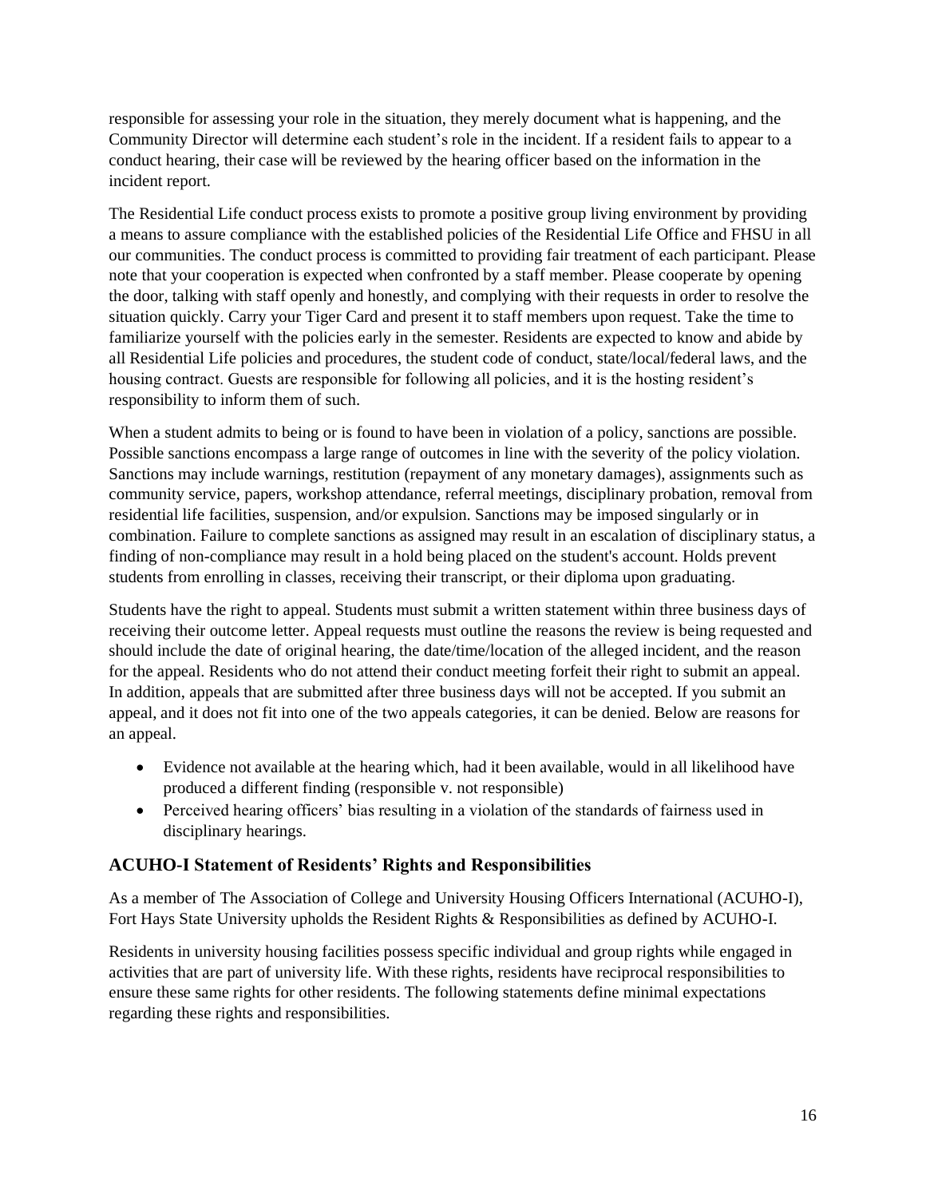responsible for assessing your role in the situation, they merely document what is happening, and the Community Director will determine each student's role in the incident. If a resident fails to appear to a conduct hearing, their case will be reviewed by the hearing officer based on the information in the incident report.

The Residential Life conduct process exists to promote a positive group living environment by providing a means to assure compliance with the established policies of the Residential Life Office and FHSU in all our communities. The conduct process is committed to providing fair treatment of each participant. Please note that your cooperation is expected when confronted by a staff member. Please cooperate by opening the door, talking with staff openly and honestly, and complying with their requests in order to resolve the situation quickly. Carry your Tiger Card and present it to staff members upon request. Take the time to familiarize yourself with the policies early in the semester. Residents are expected to know and abide by all Residential Life policies and procedures, the student code of conduct, state/local/federal laws, and the housing contract. Guests are responsible for following all policies, and it is the hosting resident's responsibility to inform them of such.

When a student admits to being or is found to have been in violation of a policy, sanctions are possible. Possible sanctions encompass a large range of outcomes in line with the severity of the policy violation. Sanctions may include warnings, restitution (repayment of any monetary damages), assignments such as community service, papers, workshop attendance, referral meetings, disciplinary probation, removal from residential life facilities, suspension, and/or expulsion. Sanctions may be imposed singularly or in combination. Failure to complete sanctions as assigned may result in an escalation of disciplinary status, a finding of non-compliance may result in a hold being placed on the student's account. Holds prevent students from enrolling in classes, receiving their transcript, or their diploma upon graduating.

Students have the right to appeal. Students must submit a written statement within three business days of receiving their outcome letter. Appeal requests must outline the reasons the review is being requested and should include the date of original hearing, the date/time/location of the alleged incident, and the reason for the appeal. Residents who do not attend their conduct meeting forfeit their right to submit an appeal. In addition, appeals that are submitted after three business days will not be accepted. If you submit an appeal, and it does not fit into one of the two appeals categories, it can be denied. Below are reasons for an appeal.

- Evidence not available at the hearing which, had it been available, would in all likelihood have produced a different finding (responsible v. not responsible)
- Perceived hearing officers' bias resulting in a violation of the standards of fairness used in disciplinary hearings.

## ACUHO-I Statement of Residents' Rights and Responsibilities

As a member of The Association of College and University Housing Officers International (ACUHO-I), Fort Hays State University upholds the Resident Rights & Responsibilities as defined by ACUHO-I.

Residents in university housing facilities possess specific individual and group rights while engaged in activities that are part of university life. With these rights, residents have reciprocal responsibilities to ensure these same rights for other residents. The following statements define minimal expectations regarding these rights and responsibilities.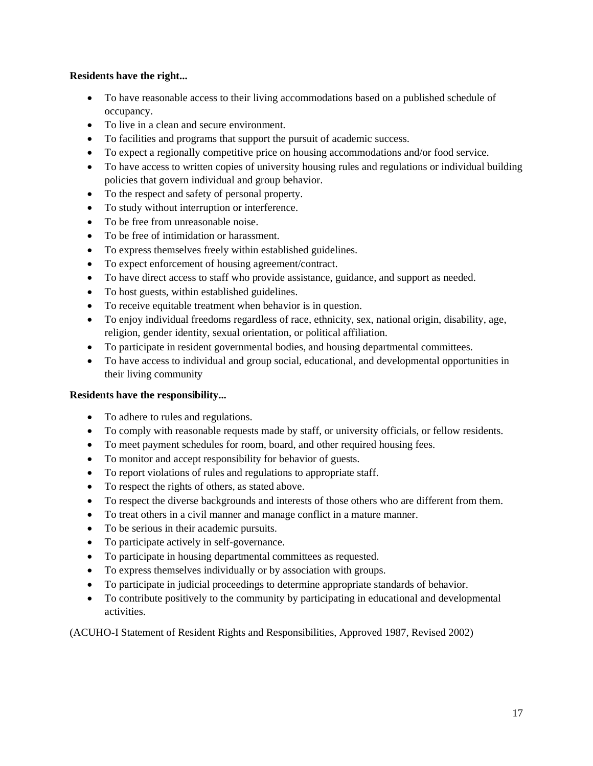**Residents have the right...**

- To have reasonable access to their living accommodations based on a published schedule of occupancy.
- To live in a clean and secure environment.
- To facilities and programs that support the pursuit of academic success.
- To expect a regionally competitive price on housing accommodations and/or food service.
- To have access to written copies of university housing rules and regulations or individual building policies that govern individual and group behavior.
- To the respect and safety of personal property.
- To study without interruption or interference.
- To be free from unreasonable noise.
- To be free of intimidation or harassment.
- To express themselves freely within established guidelines.
- To expect enforcement of housing agreement/contract.
- To have direct access to staff who provide assistance, guidance, and support as needed.
- To host guests, within established guidelines.
- To receive equitable treatment when behavior is in question.
- To enjoy individual freedoms regardless of race, ethnicity, sex, national origin, disability, age, religion, gender identity, sexual orientation, or political affiliation.
- To participate in resident governmental bodies, and housing departmental committees.
- To have access to individual and group social, educational, and developmental opportunities in their living community

**Residents have the responsibility...**

- To adhere to rules and regulations.
- To comply with reasonable requests made by staff, or university officials, or fellow residents.
- To meet payment schedules for room, board, and other required housing fees.
- To monitor and accept responsibility for behavior of guests.
- To report violations of rules and regulations to appropriate staff.
- To respect the rights of others, as stated above.
- To respect the diverse backgrounds and interests of those others who are different from them.
- To treat others in a civil manner and manage conflict in a mature manner.
- To be serious in their academic pursuits.
- To participate actively in self-governance.
- To participate in housing departmental committees as requested.
- To express themselves individually or by association with groups.
- To participate in judicial proceedings to determine appropriate standards of behavior.
- To contribute positively to the community by participating in educational and developmental activities.

(ACUHO-I Statement of Resident Rights and Responsibilities, Approved 1987, Revised 2002)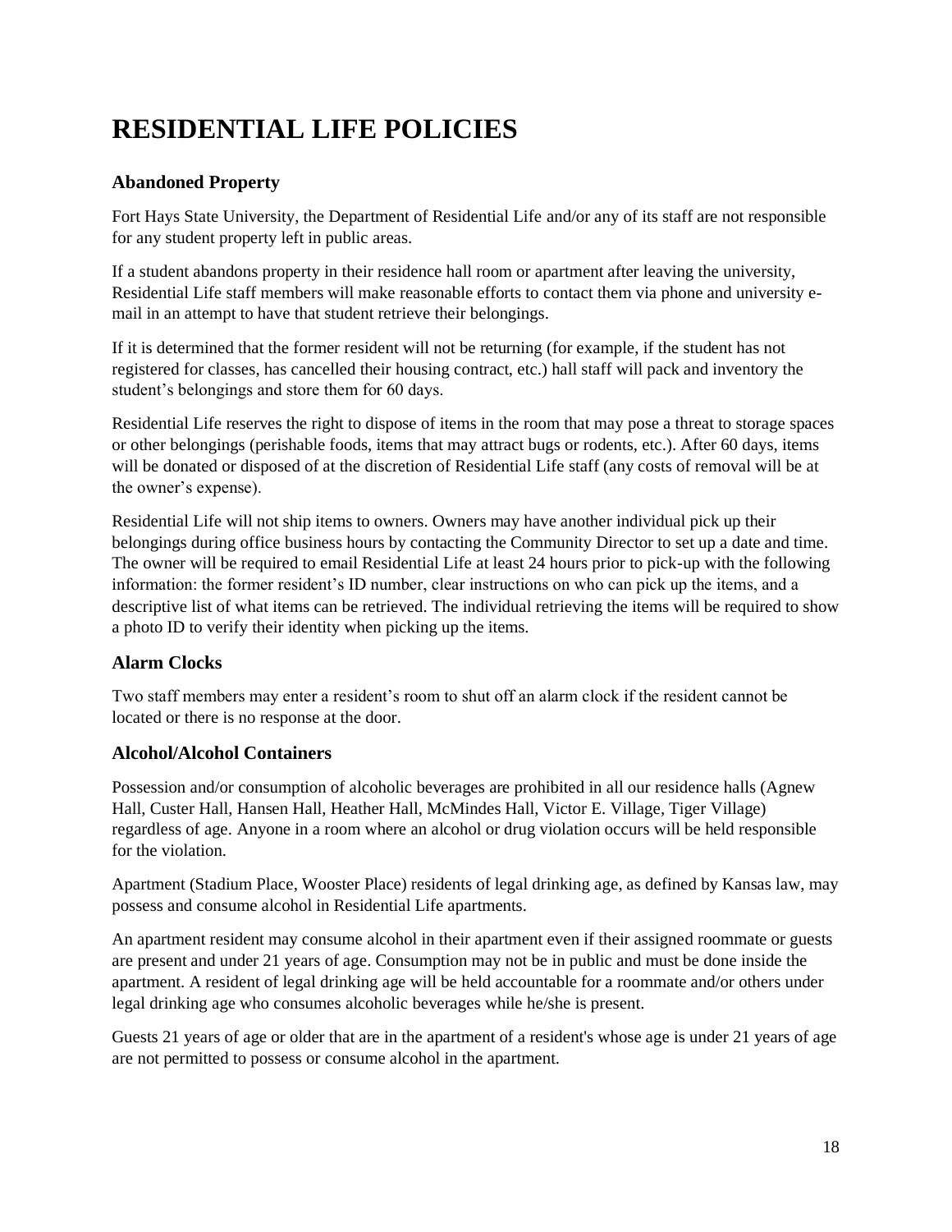# RESIDENTIAL LIFE POLICIES

## Abandoned Property

Fort Hays State University, the Department of Residential Life and/or any of its staff are not responsible for any student property left in public areas.

If a student abandons property in their residence hall room or apartment after leaving the university, Residential Life staff members will make reasonable efforts to contact them via phone and university e-mail in an attempt to have that student retrieve their belongings.

If it is determined that the former resident will not be returning (for example, if the student has not registered for classes, has cancelled their housing contract, etc.) hall staff will pack and inventory the student's belongings and store them for 60 days.

Residential Life reserves the right to dispose of items in the room that may pose a threat to storage spaces or other belongings (perishable foods, items that may attract bugs or rodents, etc.). After 60 days, items will be donated or disposed of at the discretion of Residential Life staff (any costs of removal will be at the owner's expense).

Residential Life will not ship items to owners. Owners may have another individual pick up their belongings during office business hours by contacting the Community Director to set up a date and time. The owner will be required to email Residential Life at least 24 hours prior to pick-up with the following information: the former resident's ID number, clear instructions on who can pick up the items, and a descriptive list of what items can be retrieved. The individual retrieving the items will be required to show a photo ID to verify their identity when picking up the items.

## Alarm Clocks

Two staff members may enter a resident's room to shut off an alarm clock if the resident cannot be located or there is no response at the door.

## Alcohol/Alcohol Containers

Possession and/or consumption of alcoholic beverages are prohibited in all our residence halls (Agnew Hall, Custer Hall, Hansen Hall, Heather Hall, McMindes Hall, Victor E. Village, Tiger Village) regardless of age. Anyone in a room where an alcohol or drug violation occurs will be held responsible for the violation.

Apartment (Stadium Place, Wooster Place) residents of legal drinking age, as defined by Kansas law, may possess and consume alcohol in Residential Life apartments.

An apartment resident may consume alcohol in their apartment even if their assigned roommate or guests are present and under 21 years of age. Consumption may not be in public and must be done inside the apartment. A resident of legal drinking age will be held accountable for a roommate and/or others under legal drinking age who consumes alcoholic beverages while he/she is present.

Guests 21 years of age or older that are in the apartment of a resident's whose age is under 21 years of age are not permitted to possess or consume alcohol in the apartment.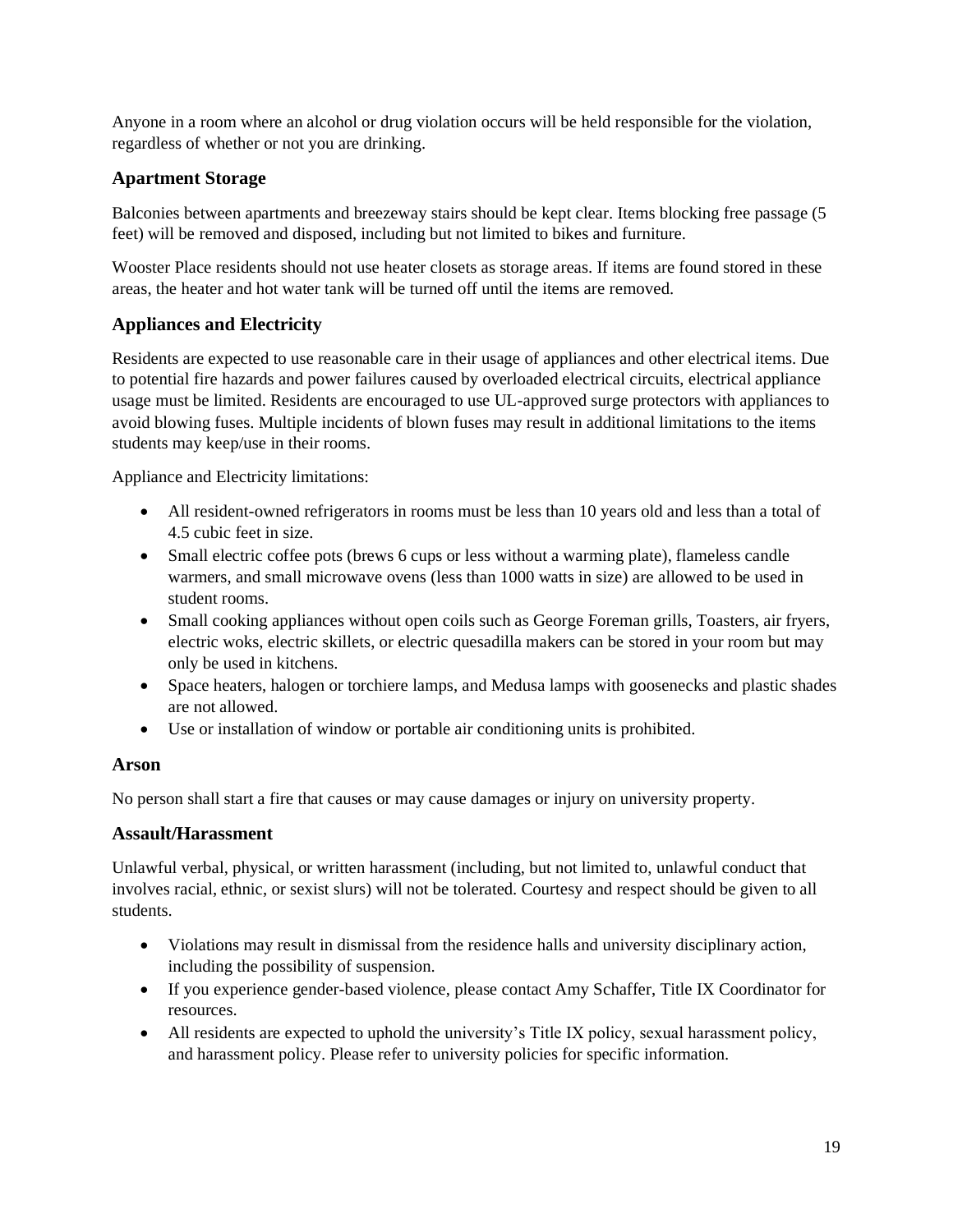Anyone in a room where an alcohol or drug violation occurs will be held responsible for the violation, regardless of whether or not you are drinking.

### Apartment Storage

Balconies between apartments and breezeway stairs should be kept clear. Items blocking free passage (5 feet) will be removed and disposed, including but not limited to bikes and furniture.

Wooster Place residents should not use heater closets as storage areas. If items are found stored in these areas, the heater and hot water tank will be turned off until the items are removed.

### Appliances and Electricity

Residents are expected to use reasonable care in their usage of appliances and other electrical items. Due to potential fire hazards and power failures caused by overloaded electrical circuits, electrical appliance usage must be limited. Residents are encouraged to use UL-approved surge protectors with appliances to avoid blowing fuses. Multiple incidents of blown fuses may result in additional limitations to the items students may keep/use in their rooms.

Appliance and Electricity limitations:

- All resident-owned refrigerators in rooms must be less than 10 years old and less than a total of 4.5 cubic feet in size.
- Small electric coffee pots (brews 6 cups or less without a warming plate), flameless candle warmers, and small microwave ovens (less than 1000 watts in size) are allowed to be used in student rooms.
- Small cooking appliances without open coils such as George Foreman grills, Toasters, air fryers, electric woks, electric skillets, or electric quesadilla makers can be stored in your room but may only be used in kitchens.
- Space heaters, halogen or torchiere lamps, and Medusa lamps with goosenecks and plastic shades are not allowed.
- Use or installation of window or portable air conditioning units is prohibited.

### Arson

No person shall start a fire that causes or may cause damages or injury on university property.

### Assault/Harassment

Unlawful verbal, physical, or written harassment (including, but not limited to, unlawful conduct that involves racial, ethnic, or sexist slurs) will not be tolerated. Courtesy and respect should be given to all students.

- Violations may result in dismissal from the residence halls and university disciplinary action, including the possibility of suspension.
- If you experience gender-based violence, please contact Amy Schaffer, Title IX Coordinator for resources.
- All residents are expected to uphold the university's Title IX policy, sexual harassment policy, and harassment policy. Please refer to university policies for specific information.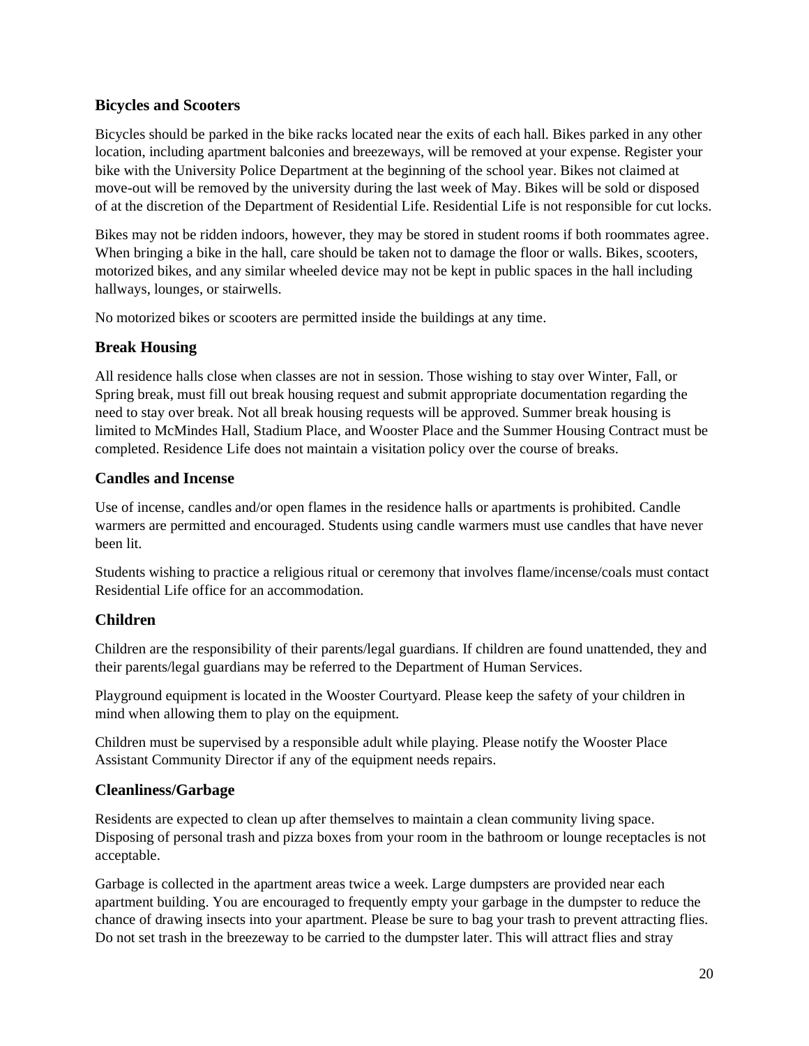### Bicycles and Scooters

Bicycles should be parked in the bike racks located near the exits of each hall. Bikes parked in any other location, including apartment balconies and breezeways, will be removed at your expense. Register your bike with the University Police Department at the beginning of the school year. Bikes not claimed at move-out will be removed by the university during the last week of May. Bikes will be sold or disposed of at the discretion of the Department of Residential Life. Residential Life is not responsible for cut locks.

Bikes may not be ridden indoors, however, they may be stored in student rooms if both roommates agree. When bringing a bike in the hall, care should be taken not to damage the floor or walls. Bikes, scooters, motorized bikes, and any similar wheeled device may not be kept in public spaces in the hall including hallways, lounges, or stairwells.

No motorized bikes or scooters are permitted inside the buildings at any time.

### Break Housing

All residence halls close when classes are not in session. Those wishing to stay over Winter, Fall, or Spring break, must fill out break housing request and submit appropriate documentation regarding the need to stay over break. Not all break housing requests will be approved. Summer break housing is limited to McMindes Hall, Stadium Place, and Wooster Place and the Summer Housing Contract must be completed. Residence Life does not maintain a visitation policy over the course of breaks.

### Candles and Incense

Use of incense, candles and/or open flames in the residence halls or apartments is prohibited. Candle warmers are permitted and encouraged. Students using candle warmers must use candles that have never been lit.

Students wishing to practice a religious ritual or ceremony that involves flame/incense/coals must contact Residential Life office for an accommodation.

### Children

Children are the responsibility of their parents/legal guardians. If children are found unattended, they and their parents/legal guardians may be referred to the Department of Human Services.

Playground equipment is located in the Wooster Courtyard. Please keep the safety of your children in mind when allowing them to play on the equipment.

Children must be supervised by a responsible adult while playing. Please notify the Wooster Place Assistant Community Director if any of the equipment needs repairs.

### Cleanliness/Garbage

Residents are expected to clean up after themselves to maintain a clean community living space. Disposing of personal trash and pizza boxes from your room in the bathroom or lounge receptacles is not acceptable.

Garbage is collected in the apartment areas twice a week. Large dumpsters are provided near each apartment building. You are encouraged to frequently empty your garbage in the dumpster to reduce the chance of drawing insects into your apartment. Please be sure to bag your trash to prevent attracting flies. Do not set trash in the breezeway to be carried to the dumpster later. This will attract flies and stray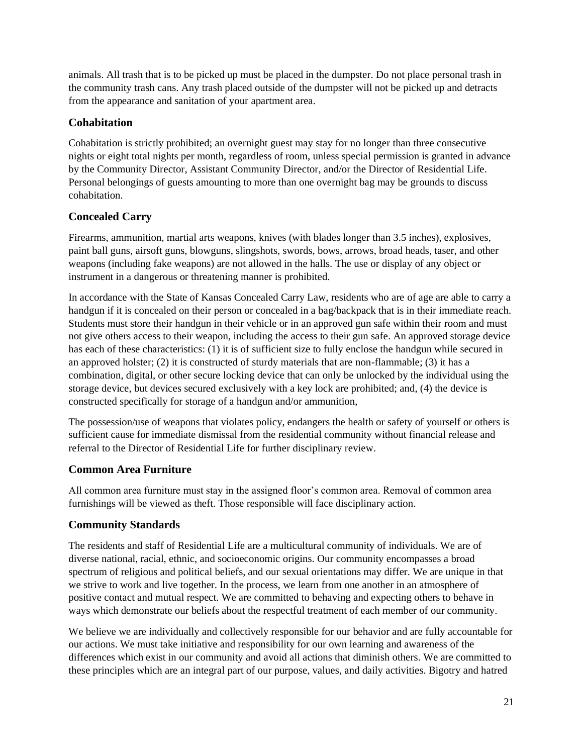animals. All trash that is to be picked up must be placed in the dumpster. Do not place personal trash in the community trash cans. Any trash placed outside of the dumpster will not be picked up and detracts from the appearance and sanitation of your apartment area.

## Cohabitation

Cohabitation is strictly prohibited; an overnight guest may stay for no longer than three consecutive nights or eight total nights per month, regardless of room, unless special permission is granted in advance by the Community Director, Assistant Community Director, and/or the Director of Residential Life. Personal belongings of guests amounting to more than one overnight bag may be grounds to discuss cohabitation.

## Concealed Carry

Firearms, ammunition, martial arts weapons, knives (with blades longer than 3.5 inches), explosives, paint ball guns, airsoft guns, blowguns, slingshots, swords, bows, arrows, broad heads, taser, and other weapons (including fake weapons) are not allowed in the halls. The use or display of any object or instrument in a dangerous or threatening manner is prohibited.

In accordance with the State of Kansas Concealed Carry Law, residents who are of age are able to carry a handgun if it is concealed on their person or concealed in a bag/backpack that is in their immediate reach. Students must store their handgun in their vehicle or in an approved gun safe within their room and must not give others access to their weapon, including the access to their gun safe. An approved storage device has each of these characteristics: (1) it is of sufficient size to fully enclose the handgun while secured in an approved holster; (2) it is constructed of sturdy materials that are non-flammable; (3) it has a combination, digital, or other secure locking device that can only be unlocked by the individual using the storage device, but devices secured exclusively with a key lock are prohibited; and, (4) the device is constructed specifically for storage of a handgun and/or ammunition,

The possession/use of weapons that violates policy, endangers the health or safety of yourself or others is sufficient cause for immediate dismissal from the residential community without financial release and referral to the Director of Residential Life for further disciplinary review.

## Common Area Furniture

All common area furniture must stay in the assigned floor's common area. Removal of common area furnishings will be viewed as theft. Those responsible will face disciplinary action.

## Community Standards

The residents and staff of Residential Life are a multicultural community of individuals. We are of diverse national, racial, ethnic, and socioeconomic origins. Our community encompasses a broad spectrum of religious and political beliefs, and our sexual orientations may differ. We are unique in that we strive to work and live together. In the process, we learn from one another in an atmosphere of positive contact and mutual respect. We are committed to behaving and expecting others to behave in ways which demonstrate our beliefs about the respectful treatment of each member of our community.

We believe we are individually and collectively responsible for our behavior and are fully accountable for our actions. We must take initiative and responsibility for our own learning and awareness of the differences which exist in our community and avoid all actions that diminish others. We are committed to these principles which are an integral part of our purpose, values, and daily activities. Bigotry and hatred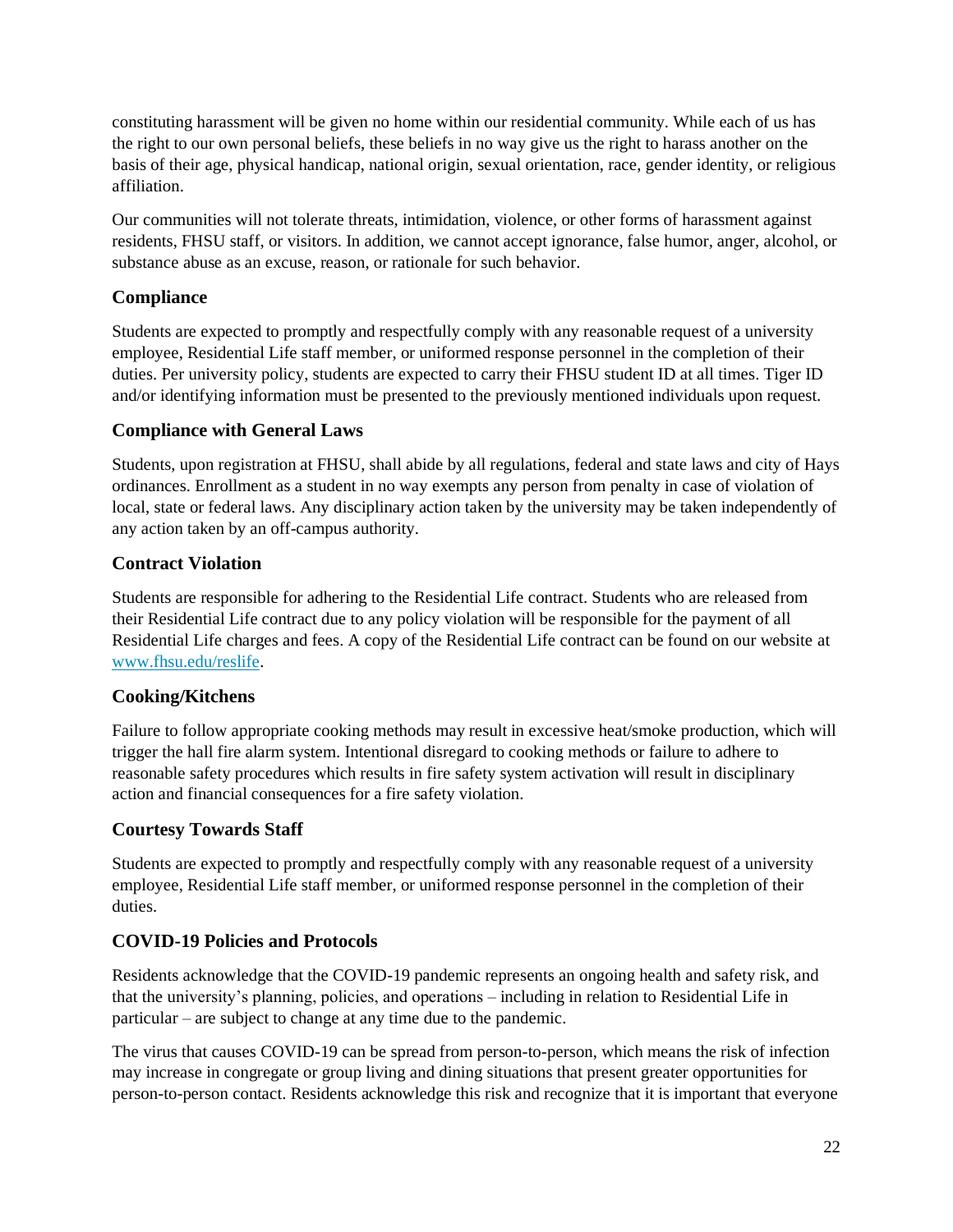constituting harassment will be given no home within our residential community. While each of us has the right to our own personal beliefs, these beliefs in no way give us the right to harass another on the basis of their age, physical handicap, national origin, sexual orientation, race, gender identity, or religious affiliation.

Our communities will not tolerate threats, intimidation, violence, or other forms of harassment against residents, FHSU staff, or visitors. In addition, we cannot accept ignorance, false humor, anger, alcohol, or substance abuse as an excuse, reason, or rationale for such behavior.

### Compliance

Students are expected to promptly and respectfully comply with any reasonable request of a university employee, Residential Life staff member, or uniformed response personnel in the completion of their duties. Per university policy, students are expected to carry their FHSU student ID at all times. Tiger ID and/or identifying information must be presented to the previously mentioned individuals upon request.

### Compliance with General Laws

Students, upon registration at FHSU, shall abide by all regulations, federal and state laws and city of Hays ordinances. Enrollment as a student in no way exempts any person from penalty in case of violation of local, state or federal laws. Any disciplinary action taken by the university may be taken independently of any action taken by an off-campus authority.

### Contract Violation

Students are responsible for adhering to the Residential Life contract. Students who are released from their Residential Life contract due to any policy violation will be responsible for the payment of all Residential Life charges and fees. A copy of the Residential Life contract can be found on our website at [www.fhsu.edu/reslife](http://www.fhsu.edu/reslife).

### Cooking/Kitchens

Failure to follow appropriate cooking methods may result in excessive heat/smoke production, which will trigger the hall fire alarm system. Intentional disregard to cooking methods or failure to adhere to reasonable safety procedures which results in fire safety system activation will result in disciplinary action and financial consequences for a fire safety violation.

### Courtesy Towards Staff

Students are expected to promptly and respectfully comply with any reasonable request of a university employee, Residential Life staff member, or uniformed response personnel in the completion of their duties.

### COVID-19 Policies and Protocols

Residents acknowledge that the COVID-19 pandemic represents an ongoing health and safety risk, and that the university's planning, policies, and operations – including in relation to Residential Life in particular – are subject to change at any time due to the pandemic.

The virus that causes COVID-19 can be spread from person-to-person, which means the risk of infection may increase in congregate or group living and dining situations that present greater opportunities for person-to-person contact. Residents acknowledge this risk and recognize that it is important that everyone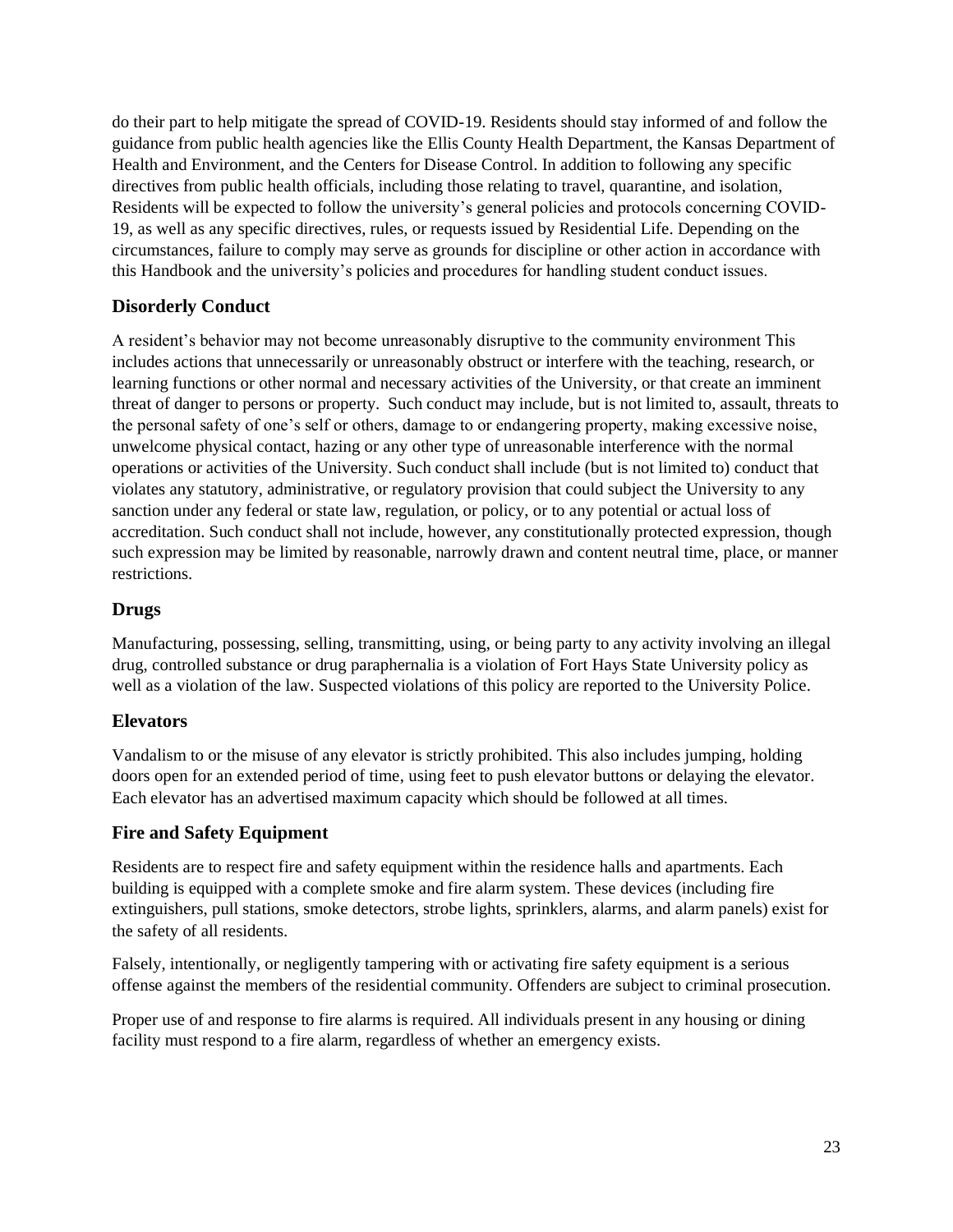do their part to help mitigate the spread of COVID-19. Residents should stay informed of and follow the guidance from public health agencies like the Ellis County Health Department, the Kansas Department of Health and Environment, and the Centers for Disease Control. In addition to following any specific directives from public health officials, including those relating to travel, quarantine, and isolation, Residents will be expected to follow the university's general policies and protocols concerning COVID-19, as well as any specific directives, rules, or requests issued by Residential Life. Depending on the circumstances, failure to comply may serve as grounds for discipline or other action in accordance with this Handbook and the university's policies and procedures for handling student conduct issues.

## Disorderly Conduct

A resident's behavior may not become unreasonably disruptive to the community environment This includes actions that unnecessarily or unreasonably obstruct or interfere with the teaching, research, or learning functions or other normal and necessary activities of the University, or that create an imminent threat of danger to persons or property. Such conduct may include, but is not limited to, assault, threats to the personal safety of one's self or others, damage to or endangering property, making excessive noise, unwelcome physical contact, hazing or any other type of unreasonable interference with the normal operations or activities of the University. Such conduct shall include (but is not limited to) conduct that violates any statutory, administrative, or regulatory provision that could subject the University to any sanction under any federal or state law, regulation, or policy, or to any potential or actual loss of accreditation. Such conduct shall not include, however, any constitutionally protected expression, though such expression may be limited by reasonable, narrowly drawn and content neutral time, place, or manner restrictions.

## Drugs

Manufacturing, possessing, selling, transmitting, using, or being party to any activity involving an illegal drug, controlled substance or drug paraphernalia is a violation of Fort Hays State University policy as well as a violation of the law. Suspected violations of this policy are reported to the University Police.

## Elevators

Vandalism to or the misuse of any elevator is strictly prohibited. This also includes jumping, holding doors open for an extended period of time, using feet to push elevator buttons or delaying the elevator. Each elevator has an advertised maximum capacity which should be followed at all times.

## Fire and Safety Equipment

Residents are to respect fire and safety equipment within the residence halls and apartments. Each building is equipped with a complete smoke and fire alarm system. These devices (including fire extinguishers, pull stations, smoke detectors, strobe lights, sprinklers, alarms, and alarm panels) exist for the safety of all residents.

Falsely, intentionally, or negligently tampering with or activating fire safety equipment is a serious offense against the members of the residential community. Offenders are subject to criminal prosecution.

Proper use of and response to fire alarms is required. All individuals present in any housing or dining facility must respond to a fire alarm, regardless of whether an emergency exists.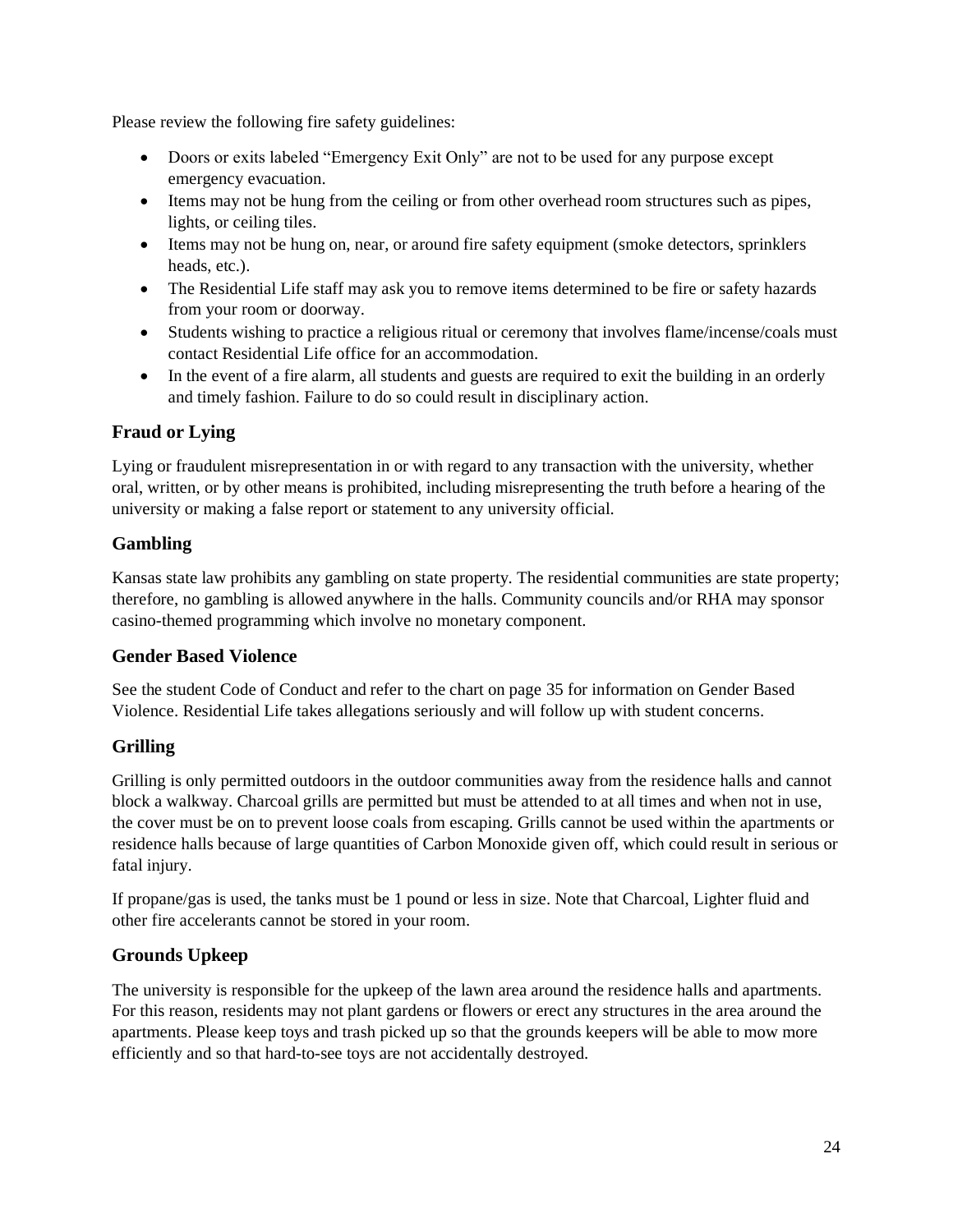Please review the following fire safety guidelines:

- Doors or exits labeled “Emergency Exit Only” are not to be used for any purpose except emergency evacuation.
- Items may not be hung from the ceiling or from other overhead room structures such as pipes, lights, or ceiling tiles.
- Items may not be hung on, near, or around fire safety equipment (smoke detectors, sprinklers heads, etc.).
- The Residential Life staff may ask you to remove items determined to be fire or safety hazards from your room or doorway.
- Students wishing to practice a religious ritual or ceremony that involves flame/incense/coals must contact Residential Life office for an accommodation.
- In the event of a fire alarm, all students and guests are required to exit the building in an orderly and timely fashion. Failure to do so could result in disciplinary action.

### Fraud or Lying

Lying or fraudulent misrepresentation in or with regard to any transaction with the university, whether oral, written, or by other means is prohibited, including misrepresenting the truth before a hearing of the university or making a false report or statement to any university official.

### Gambling

Kansas state law prohibits any gambling on state property. The residential communities are state property; therefore, no gambling is allowed anywhere in the halls. Community councils and/or RHA may sponsor casino-themed programming which involve no monetary component.

### Gender Based Violence

See the student Code of Conduct and refer to the chart on page 35 for information on Gender Based Violence. Residential Life takes allegations seriously and will follow up with student concerns.

### Grilling

Grilling is only permitted outdoors in the outdoor communities away from the residence halls and cannot block a walkway. Charcoal grills are permitted but must be attended to at all times and when not in use, the cover must be on to prevent loose coals from escaping. Grills cannot be used within the apartments or residence halls because of large quantities of Carbon Monoxide given off, which could result in serious or fatal injury.

If propane/gas is used, the tanks must be 1 pound or less in size. Note that Charcoal, Lighter fluid and other fire accelerants cannot be stored in your room.

### Grounds Upkeep

The university is responsible for the upkeep of the lawn area around the residence halls and apartments. For this reason, residents may not plant gardens or flowers or erect any structures in the area around the apartments. Please keep toys and trash picked up so that the grounds keepers will be able to mow more efficiently and so that hard-to-see toys are not accidentally destroyed.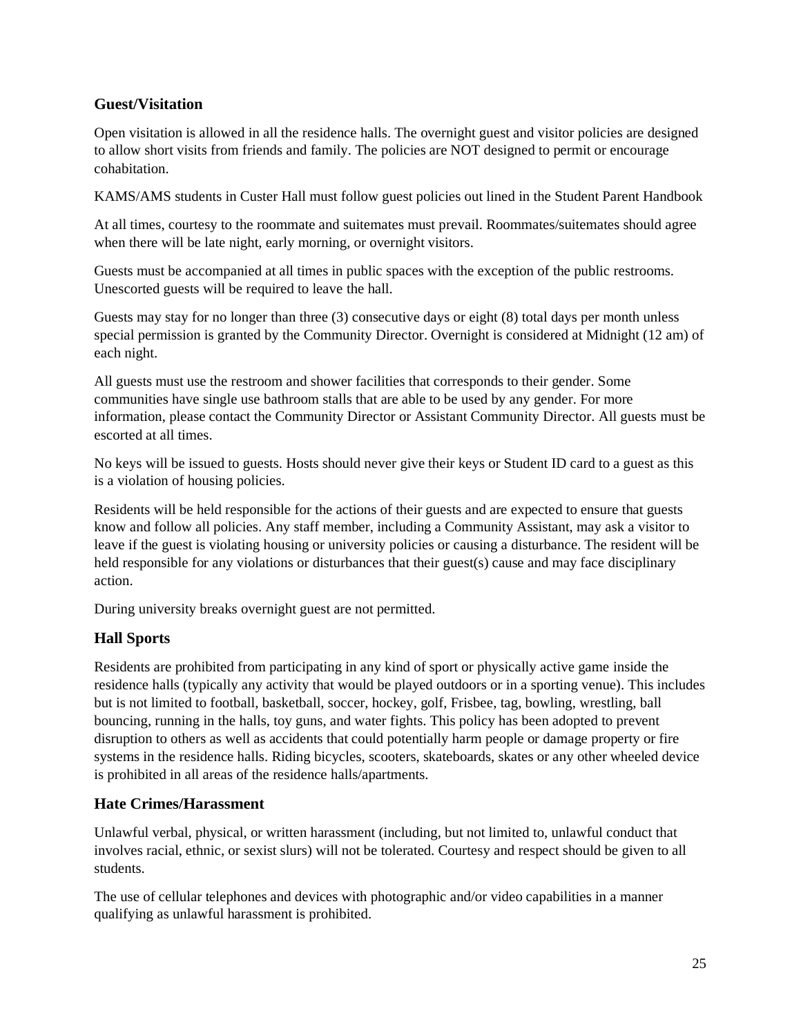## Guest/Visitation

Open visitation is allowed in all the residence halls. The overnight guest and visitor policies are designed to allow short visits from friends and family. The policies are NOT designed to permit or encourage cohabitation.

KAMS/AMS students in Custer Hall must follow guest policies out lined in the Student Parent Handbook

At all times, courtesy to the roommate and suitemates must prevail. Roommates/suitemates should agree when there will be late night, early morning, or overnight visitors.

Guests must be accompanied at all times in public spaces with the exception of the public restrooms. Unescorted guests will be required to leave the hall.

Guests may stay for no longer than three (3) consecutive days or eight (8) total days per month unless special permission is granted by the Community Director. Overnight is considered at Midnight (12 am) of each night.

All guests must use the restroom and shower facilities that corresponds to their gender. Some communities have single use bathroom stalls that are able to be used by any gender. For more information, please contact the Community Director or Assistant Community Director. All guests must be escorted at all times.

No keys will be issued to guests. Hosts should never give their keys or Student ID card to a guest as this is a violation of housing policies.

Residents will be held responsible for the actions of their guests and are expected to ensure that guests know and follow all policies. Any staff member, including a Community Assistant, may ask a visitor to leave if the guest is violating housing or university policies or causing a disturbance. The resident will be held responsible for any violations or disturbances that their guest(s) cause and may face disciplinary action.

During university breaks overnight guest are not permitted.

## Hall Sports

Residents are prohibited from participating in any kind of sport or physically active game inside the residence halls (typically any activity that would be played outdoors or in a sporting venue). This includes but is not limited to football, basketball, soccer, hockey, golf, Frisbee, tag, bowling, wrestling, ball bouncing, running in the halls, toy guns, and water fights. This policy has been adopted to prevent disruption to others as well as accidents that could potentially harm people or damage property or fire systems in the residence halls. Riding bicycles, scooters, skateboards, skates or any other wheeled device is prohibited in all areas of the residence halls/apartments.

## Hate Crimes/Harassment

Unlawful verbal, physical, or written harassment (including, but not limited to, unlawful conduct that involves racial, ethnic, or sexist slurs) will not be tolerated. Courtesy and respect should be given to all students.

The use of cellular telephones and devices with photographic and/or video capabilities in a manner qualifying as unlawful harassment is prohibited.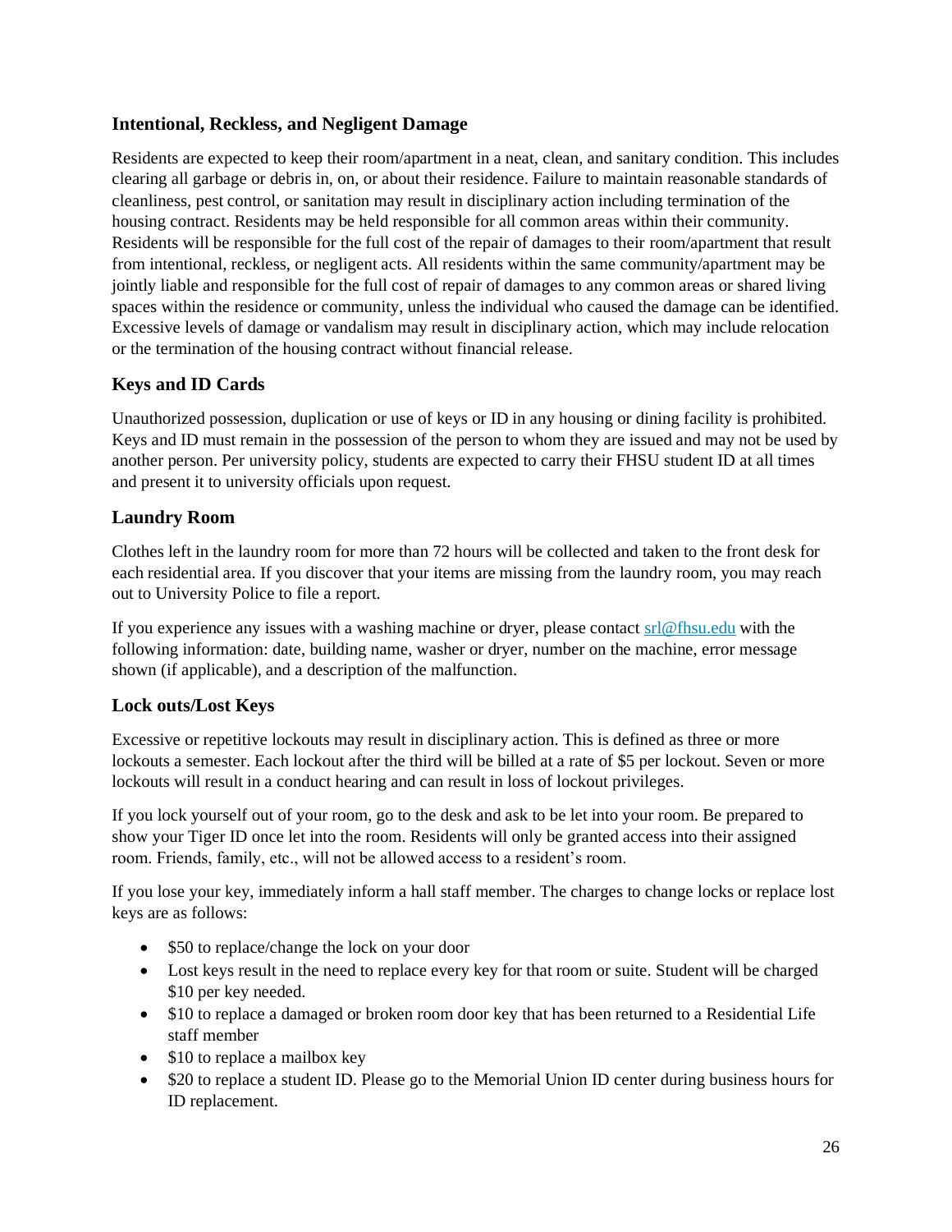### Intentional, Reckless, and Negligent Damage

Residents are expected to keep their room/apartment in a neat, clean, and sanitary condition. This includes clearing all garbage or debris in, on, or about their residence. Failure to maintain reasonable standards of cleanliness, pest control, or sanitation may result in disciplinary action including termination of the housing contract. Residents may be held responsible for all common areas within their community. Residents will be responsible for the full cost of the repair of damages to their room/apartment that result from intentional, reckless, or negligent acts. All residents within the same community/apartment may be jointly liable and responsible for the full cost of repair of damages to any common areas or shared living spaces within the residence or community, unless the individual who caused the damage can be identified. Excessive levels of damage or vandalism may result in disciplinary action, which may include relocation or the termination of the housing contract without financial release.

### Keys and ID Cards

Unauthorized possession, duplication or use of keys or ID in any housing or dining facility is prohibited. Keys and ID must remain in the possession of the person to whom they are issued and may not be used by another person. Per university policy, students are expected to carry their FHSU student ID at all times and present it to university officials upon request.

### Laundry Room

Clothes left in the laundry room for more than 72 hours will be collected and taken to the front desk for each residential area. If you discover that your items are missing from the laundry room, you may reach out to University Police to file a report.

If you experience any issues with a washing machine or dryer, please contact [srl@fhsu.edu](mailto:srl@fhsu.edu) with the following information: date, building name, washer or dryer, number on the machine, error message shown (if applicable), and a description of the malfunction.

### Lock outs/Lost Keys

Excessive or repetitive lockouts may result in disciplinary action. This is defined as three or more lockouts a semester. Each lockout after the third will be billed at a rate of $5 per lockout. Seven or more lockouts will result in a conduct hearing and can result in loss of lockout privileges.

If you lock yourself out of your room, go to the desk and ask to be let into your room. Be prepared to show your Tiger ID once let into the room. Residents will only be granted access into their assigned room. Friends, family, etc., will not be allowed access to a resident's room.

If you lose your key, immediately inform a hall staff member. The charges to change locks or replace lost keys are as follows:

- $50 to replace/change the lock on your door
- Lost keys result in the need to replace every key for that room or suite. Student will be charged $10 per key needed.
- $10 to replace a damaged or broken room door key that has been returned to a Residential Life staff member
- $10 to replace a mailbox key
- $20 to replace a student ID. Please go to the Memorial Union ID center during business hours for ID replacement.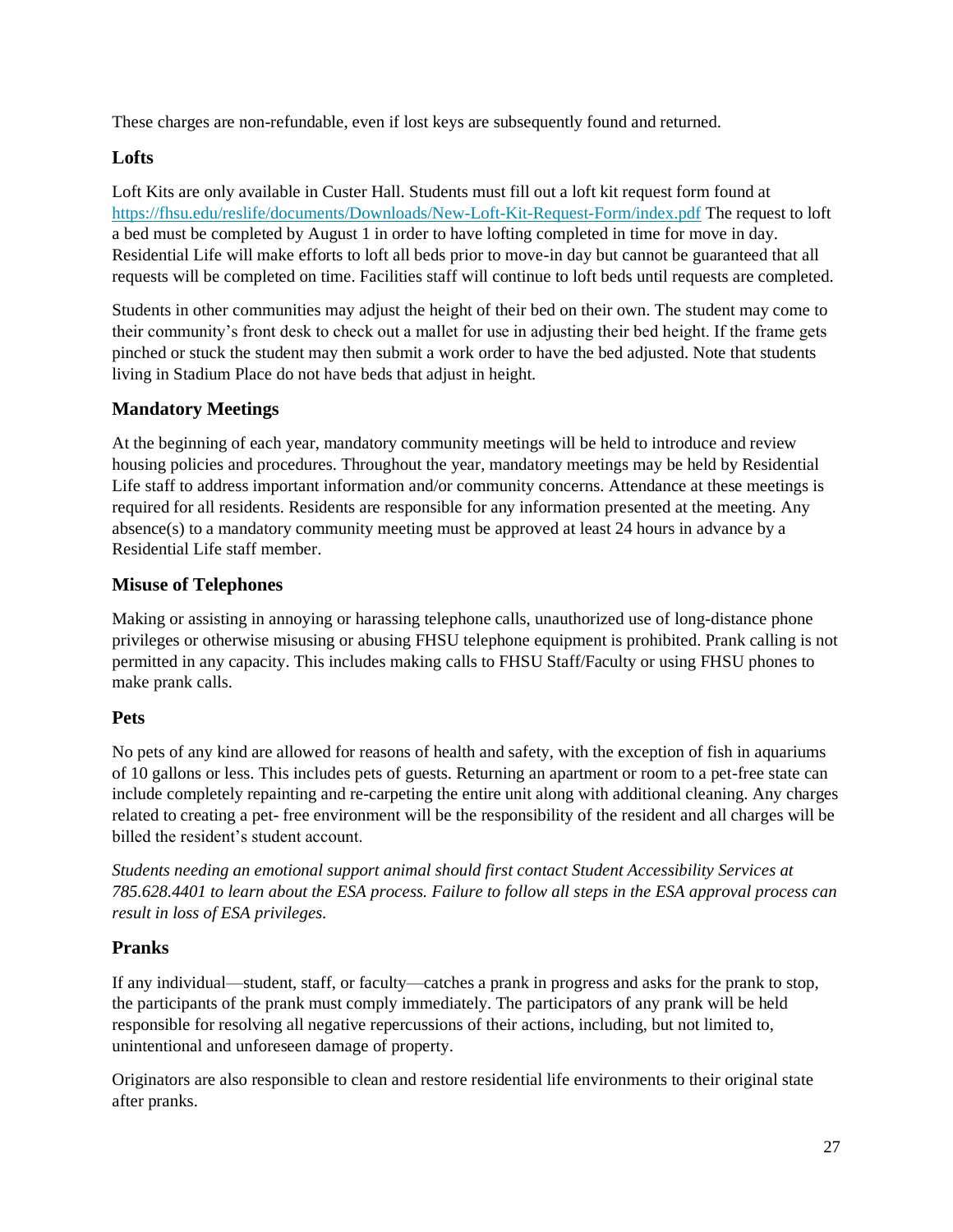These charges are non-refundable, even if lost keys are subsequently found and returned.

### Lofts

Loft Kits are only available in Custer Hall. Students must fill out a loft kit request form found at https://fhsu.edu/reslife/documents/Downloads/New-Loft-Kit-Request-Form/index.pdf The request to loft a bed must be completed by August 1 in order to have lofting completed in time for move in day. Residential Life will make efforts to loft all beds prior to move-in day but cannot be guaranteed that all requests will be completed on time. Facilities staff will continue to loft beds until requests are completed.

Students in other communities may adjust the height of their bed on their own. The student may come to their community's front desk to check out a mallet for use in adjusting their bed height. If the frame gets pinched or stuck the student may then submit a work order to have the bed adjusted. Note that students living in Stadium Place do not have beds that adjust in height.

### Mandatory Meetings

At the beginning of each year, mandatory community meetings will be held to introduce and review housing policies and procedures. Throughout the year, mandatory meetings may be held by Residential Life staff to address important information and/or community concerns. Attendance at these meetings is required for all residents. Residents are responsible for any information presented at the meeting. Any absence(s) to a mandatory community meeting must be approved at least 24 hours in advance by a Residential Life staff member.

### Misuse of Telephones

Making or assisting in annoying or harassing telephone calls, unauthorized use of long-distance phone privileges or otherwise misusing or abusing FHSU telephone equipment is prohibited. Prank calling is not permitted in any capacity. This includes making calls to FHSU Staff/Faculty or using FHSU phones to make prank calls.

### Pets

No pets of any kind are allowed for reasons of health and safety, with the exception of fish in aquariums of 10 gallons or less. This includes pets of guests. Returning an apartment or room to a pet-free state can include completely repainting and re-carpeting the entire unit along with additional cleaning. Any charges related to creating a pet- free environment will be the responsibility of the resident and all charges will be billed the resident's student account.

*Students needing an emotional support animal should first contact Student Accessibility Services at 785.628.4401 to learn about the ESA process. Failure to follow all steps in the ESA approval process can result in loss of ESA privileges.*

### Pranks

If any individual—student, staff, or faculty—catches a prank in progress and asks for the prank to stop, the participants of the prank must comply immediately. The participators of any prank will be held responsible for resolving all negative repercussions of their actions, including, but not limited to, unintentional and unforeseen damage of property.

Originators are also responsible to clean and restore residential life environments to their original state after pranks.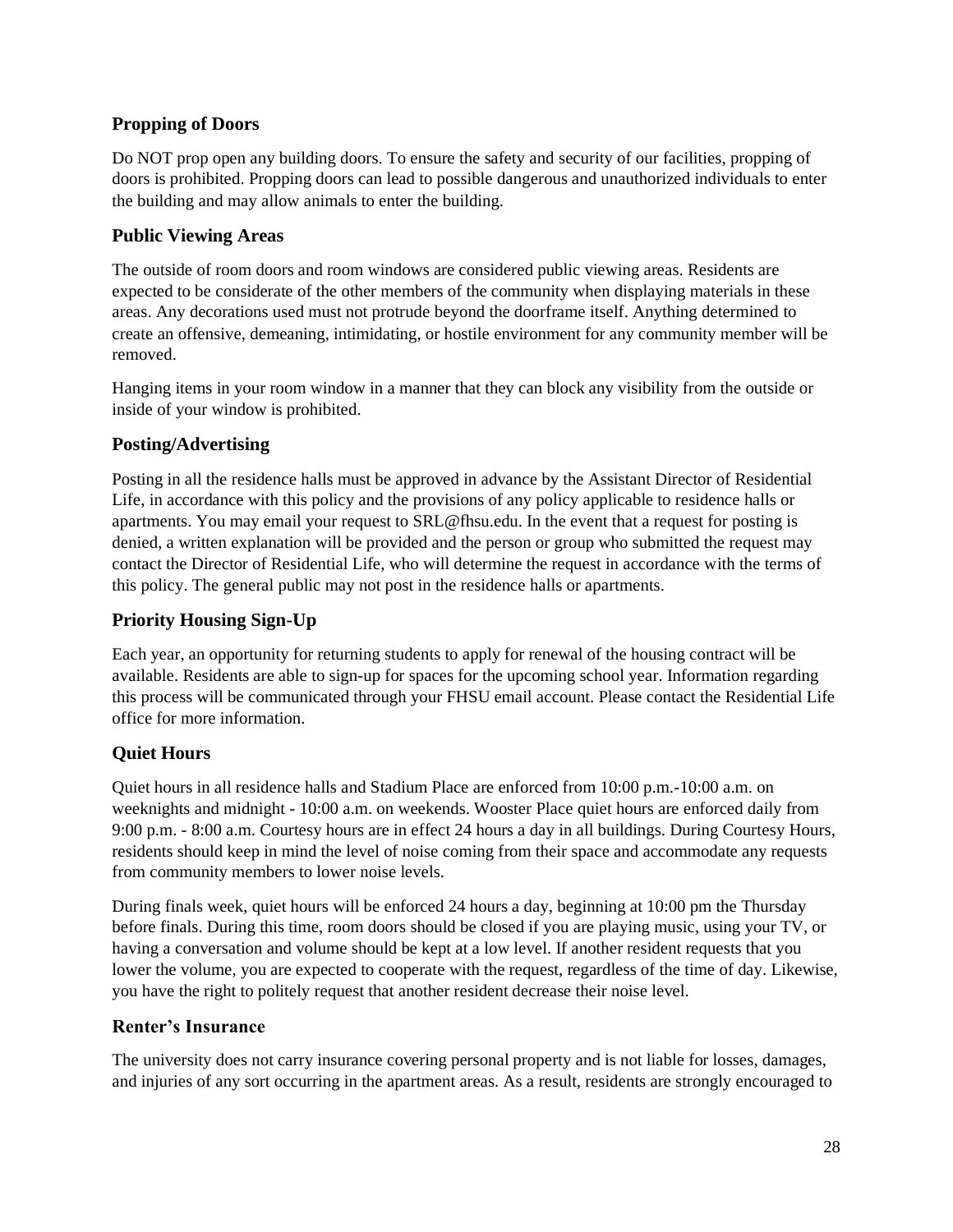### Propping of Doors

Do NOT prop open any building doors. To ensure the safety and security of our facilities, propping of doors is prohibited. Propping doors can lead to possible dangerous and unauthorized individuals to enter the building and may allow animals to enter the building.

### Public Viewing Areas

The outside of room doors and room windows are considered public viewing areas. Residents are expected to be considerate of the other members of the community when displaying materials in these areas. Any decorations used must not protrude beyond the doorframe itself. Anything determined to create an offensive, demeaning, intimidating, or hostile environment for any community member will be removed.

Hanging items in your room window in a manner that they can block any visibility from the outside or inside of your window is prohibited.

### Posting/Advertising

Posting in all the residence halls must be approved in advance by the Assistant Director of Residential Life, in accordance with this policy and the provisions of any policy applicable to residence halls or apartments. You may email your request to SRL@fhsu.edu. In the event that a request for posting is denied, a written explanation will be provided and the person or group who submitted the request may contact the Director of Residential Life, who will determine the request in accordance with the terms of this policy. The general public may not post in the residence halls or apartments.

### Priority Housing Sign-Up

Each year, an opportunity for returning students to apply for renewal of the housing contract will be available. Residents are able to sign-up for spaces for the upcoming school year. Information regarding this process will be communicated through your FHSU email account. Please contact the Residential Life office for more information.

### Quiet Hours

Quiet hours in all residence halls and Stadium Place are enforced from 10:00 p.m.-10:00 a.m. on weeknights and midnight - 10:00 a.m. on weekends. Wooster Place quiet hours are enforced daily from 9:00 p.m. - 8:00 a.m. Courtesy hours are in effect 24 hours a day in all buildings. During Courtesy Hours, residents should keep in mind the level of noise coming from their space and accommodate any requests from community members to lower noise levels.

During finals week, quiet hours will be enforced 24 hours a day, beginning at 10:00 pm the Thursday before finals. During this time, room doors should be closed if you are playing music, using your TV, or having a conversation and volume should be kept at a low level. If another resident requests that you lower the volume, you are expected to cooperate with the request, regardless of the time of day. Likewise, you have the right to politely request that another resident decrease their noise level.

### Renter's Insurance

The university does not carry insurance covering personal property and is not liable for losses, damages, and injuries of any sort occurring in the apartment areas. As a result, residents are strongly encouraged to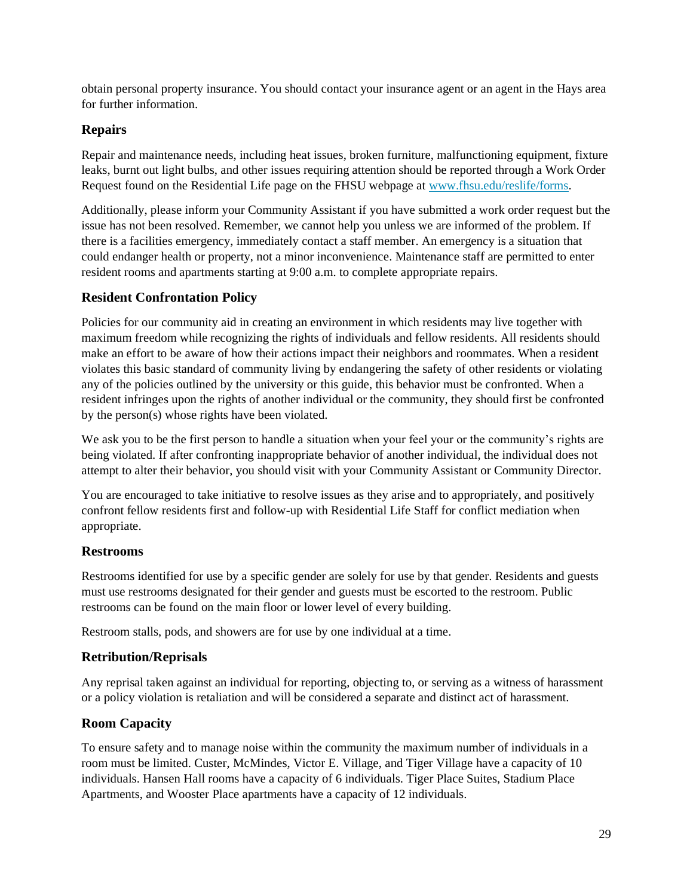obtain personal property insurance. You should contact your insurance agent or an agent in the Hays area for further information.

### Repairs

Repair and maintenance needs, including heat issues, broken furniture, malfunctioning equipment, fixture leaks, burnt out light bulbs, and other issues requiring attention should be reported through a Work Order Request found on the Residential Life page on the FHSU webpage at [www.fhsu.edu/reslife/forms](www.fhsu.edu/reslife/forms).

Additionally, please inform your Community Assistant if you have submitted a work order request but the issue has not been resolved. Remember, we cannot help you unless we are informed of the problem. If there is a facilities emergency, immediately contact a staff member. An emergency is a situation that could endanger health or property, not a minor inconvenience. Maintenance staff are permitted to enter resident rooms and apartments starting at 9:00 a.m. to complete appropriate repairs.

### Resident Confrontation Policy

Policies for our community aid in creating an environment in which residents may live together with maximum freedom while recognizing the rights of individuals and fellow residents. All residents should make an effort to be aware of how their actions impact their neighbors and roommates. When a resident violates this basic standard of community living by endangering the safety of other residents or violating any of the policies outlined by the university or this guide, this behavior must be confronted. When a resident infringes upon the rights of another individual or the community, they should first be confronted by the person(s) whose rights have been violated.

We ask you to be the first person to handle a situation when your feel your or the community's rights are being violated. If after confronting inappropriate behavior of another individual, the individual does not attempt to alter their behavior, you should visit with your Community Assistant or Community Director.

You are encouraged to take initiative to resolve issues as they arise and to appropriately, and positively confront fellow residents first and follow-up with Residential Life Staff for conflict mediation when appropriate.

### Restrooms

Restrooms identified for use by a specific gender are solely for use by that gender. Residents and guests must use restrooms designated for their gender and guests must be escorted to the restroom. Public restrooms can be found on the main floor or lower level of every building.

Restroom stalls, pods, and showers are for use by one individual at a time.

### Retribution/Reprisals

Any reprisal taken against an individual for reporting, objecting to, or serving as a witness of harassment or a policy violation is retaliation and will be considered a separate and distinct act of harassment.

### Room Capacity

To ensure safety and to manage noise within the community the maximum number of individuals in a room must be limited. Custer, McMindes, Victor E. Village, and Tiger Village have a capacity of 10 individuals. Hansen Hall rooms have a capacity of 6 individuals. Tiger Place Suites, Stadium Place Apartments, and Wooster Place apartments have a capacity of 12 individuals.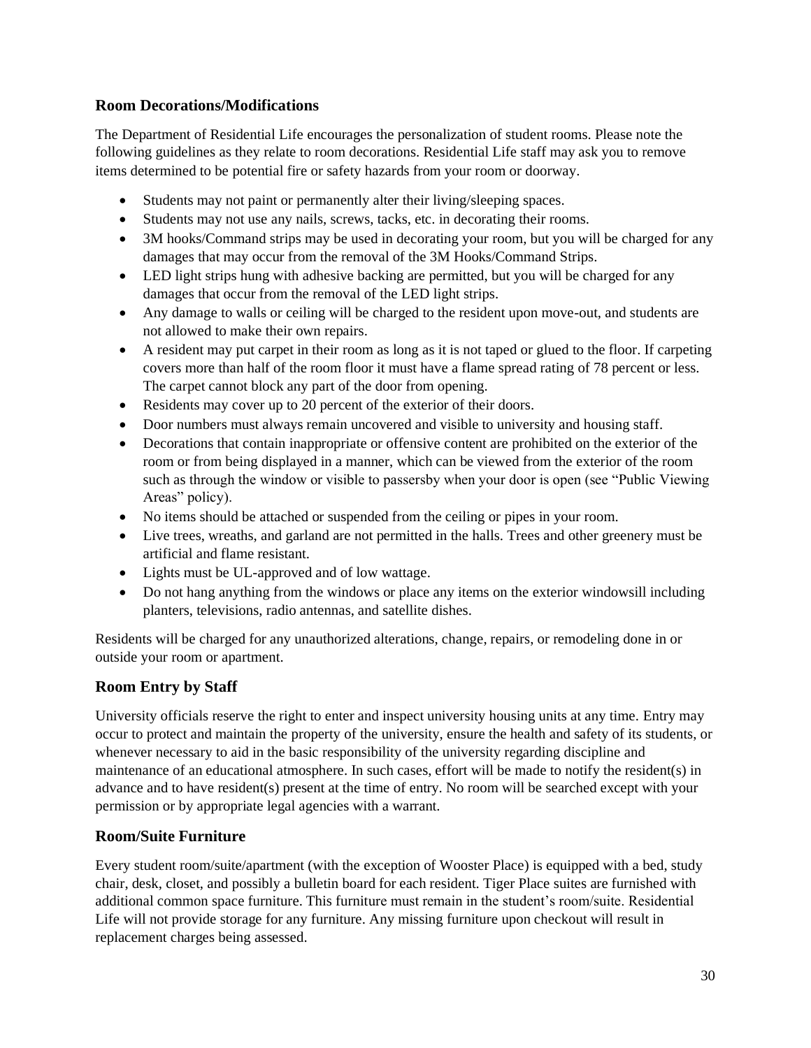## Room Decorations/Modifications

The Department of Residential Life encourages the personalization of student rooms. Please note the following guidelines as they relate to room decorations. Residential Life staff may ask you to remove items determined to be potential fire or safety hazards from your room or doorway.

- Students may not paint or permanently alter their living/sleeping spaces.
- Students may not use any nails, screws, tacks, etc. in decorating their rooms.
- 3M hooks/Command strips may be used in decorating your room, but you will be charged for any damages that may occur from the removal of the 3M Hooks/Command Strips.
- LED light strips hung with adhesive backing are permitted, but you will be charged for any damages that occur from the removal of the LED light strips.
- Any damage to walls or ceiling will be charged to the resident upon move-out, and students are not allowed to make their own repairs.
- A resident may put carpet in their room as long as it is not taped or glued to the floor. If carpeting covers more than half of the room floor it must have a flame spread rating of 78 percent or less. The carpet cannot block any part of the door from opening.
- Residents may cover up to 20 percent of the exterior of their doors.
- Door numbers must always remain uncovered and visible to university and housing staff.
- Decorations that contain inappropriate or offensive content are prohibited on the exterior of the room or from being displayed in a manner, which can be viewed from the exterior of the room such as through the window or visible to passersby when your door is open (see "Public Viewing Areas" policy).
- No items should be attached or suspended from the ceiling or pipes in your room.
- Live trees, wreaths, and garland are not permitted in the halls. Trees and other greenery must be artificial and flame resistant.
- Lights must be UL-approved and of low wattage.
- Do not hang anything from the windows or place any items on the exterior windowsill including planters, televisions, radio antennas, and satellite dishes.

Residents will be charged for any unauthorized alterations, change, repairs, or remodeling done in or outside your room or apartment.

## Room Entry by Staff

University officials reserve the right to enter and inspect university housing units at any time. Entry may occur to protect and maintain the property of the university, ensure the health and safety of its students, or whenever necessary to aid in the basic responsibility of the university regarding discipline and maintenance of an educational atmosphere. In such cases, effort will be made to notify the resident(s) in advance and to have resident(s) present at the time of entry. No room will be searched except with your permission or by appropriate legal agencies with a warrant.

## Room/Suite Furniture

Every student room/suite/apartment (with the exception of Wooster Place) is equipped with a bed, study chair, desk, closet, and possibly a bulletin board for each resident. Tiger Place suites are furnished with additional common space furniture. This furniture must remain in the student's room/suite. Residential Life will not provide storage for any furniture. Any missing furniture upon checkout will result in replacement charges being assessed.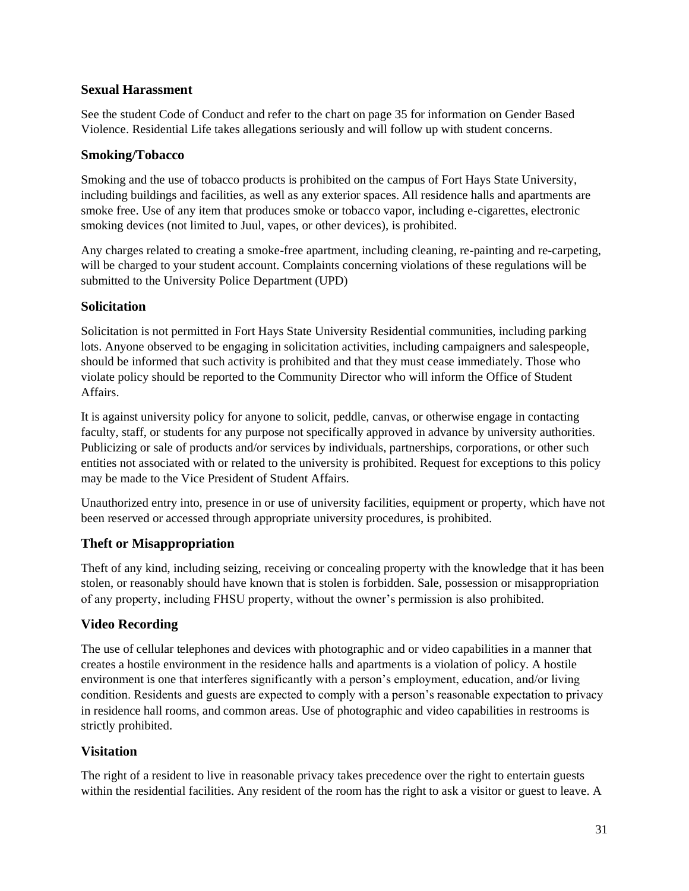## Sexual Harassment

See the student Code of Conduct and refer to the chart on page 35 for information on Gender Based Violence. Residential Life takes allegations seriously and will follow up with student concerns.

## Smoking/Tobacco

Smoking and the use of tobacco products is prohibited on the campus of Fort Hays State University, including buildings and facilities, as well as any exterior spaces. All residence halls and apartments are smoke free. Use of any item that produces smoke or tobacco vapor, including e-cigarettes, electronic smoking devices (not limited to Juul, vapes, or other devices), is prohibited.

Any charges related to creating a smoke-free apartment, including cleaning, re-painting and re-carpeting, will be charged to your student account. Complaints concerning violations of these regulations will be submitted to the University Police Department (UPD)

## Solicitation

Solicitation is not permitted in Fort Hays State University Residential communities, including parking lots. Anyone observed to be engaging in solicitation activities, including campaigners and salespeople, should be informed that such activity is prohibited and that they must cease immediately. Those who violate policy should be reported to the Community Director who will inform the Office of Student Affairs.

It is against university policy for anyone to solicit, peddle, canvas, or otherwise engage in contacting faculty, staff, or students for any purpose not specifically approved in advance by university authorities. Publicizing or sale of products and/or services by individuals, partnerships, corporations, or other such entities not associated with or related to the university is prohibited. Request for exceptions to this policy may be made to the Vice President of Student Affairs.

Unauthorized entry into, presence in or use of university facilities, equipment or property, which have not been reserved or accessed through appropriate university procedures, is prohibited.

## Theft or Misappropriation

Theft of any kind, including seizing, receiving or concealing property with the knowledge that it has been stolen, or reasonably should have known that is stolen is forbidden. Sale, possession or misappropriation of any property, including FHSU property, without the owner's permission is also prohibited.

## Video Recording

The use of cellular telephones and devices with photographic and or video capabilities in a manner that creates a hostile environment in the residence halls and apartments is a violation of policy. A hostile environment is one that interferes significantly with a person's employment, education, and/or living condition. Residents and guests are expected to comply with a person's reasonable expectation to privacy in residence hall rooms, and common areas. Use of photographic and video capabilities in restrooms is strictly prohibited.

## Visitation

The right of a resident to live in reasonable privacy takes precedence over the right to entertain guests within the residential facilities. Any resident of the room has the right to ask a visitor or guest to leave. A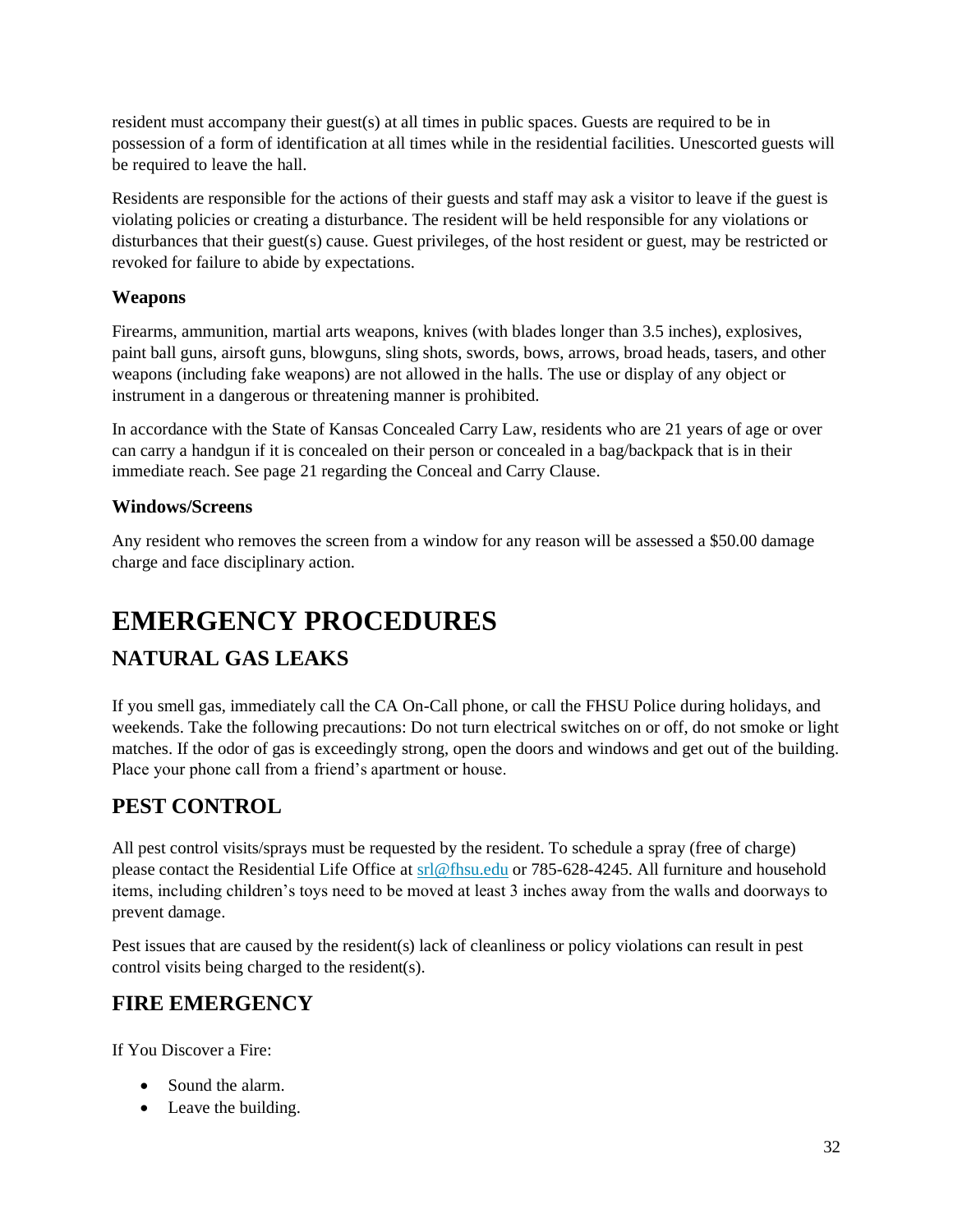resident must accompany their guest(s) at all times in public spaces. Guests are required to be in possession of a form of identification at all times while in the residential facilities. Unescorted guests will be required to leave the hall.

Residents are responsible for the actions of their guests and staff may ask a visitor to leave if the guest is violating policies or creating a disturbance. The resident will be held responsible for any violations or disturbances that their guest(s) cause. Guest privileges, of the host resident or guest, may be restricted or revoked for failure to abide by expectations.

### Weapons

Firearms, ammunition, martial arts weapons, knives (with blades longer than 3.5 inches), explosives, paint ball guns, airsoft guns, blowguns, sling shots, swords, bows, arrows, broad heads, tasers, and other weapons (including fake weapons) are not allowed in the halls. The use or display of any object or instrument in a dangerous or threatening manner is prohibited.

In accordance with the State of Kansas Concealed Carry Law, residents who are 21 years of age or over can carry a handgun if it is concealed on their person or concealed in a bag/backpack that is in their immediate reach. See page 21 regarding the Conceal and Carry Clause.

### Windows/Screens

Any resident who removes the screen from a window for any reason will be assessed a $50.00 damage charge and face disciplinary action.

# EMERGENCY PROCEDURES

## NATURAL GAS LEAKS

If you smell gas, immediately call the CA On-Call phone, or call the FHSU Police during holidays, and weekends. Take the following precautions: Do not turn electrical switches on or off, do not smoke or light matches. If the odor of gas is exceedingly strong, open the doors and windows and get out of the building. Place your phone call from a friend's apartment or house.

## PEST CONTROL

All pest control visits/sprays must be requested by the resident. To schedule a spray (free of charge) please contact the Residential Life Office at srl@fhsu.edu or 785-628-4245. All furniture and household items, including children's toys need to be moved at least 3 inches away from the walls and doorways to prevent damage.

Pest issues that are caused by the resident(s) lack of cleanliness or policy violations can result in pest control visits being charged to the resident(s).

## FIRE EMERGENCY

If You Discover a Fire:

- Sound the alarm.
- Leave the building.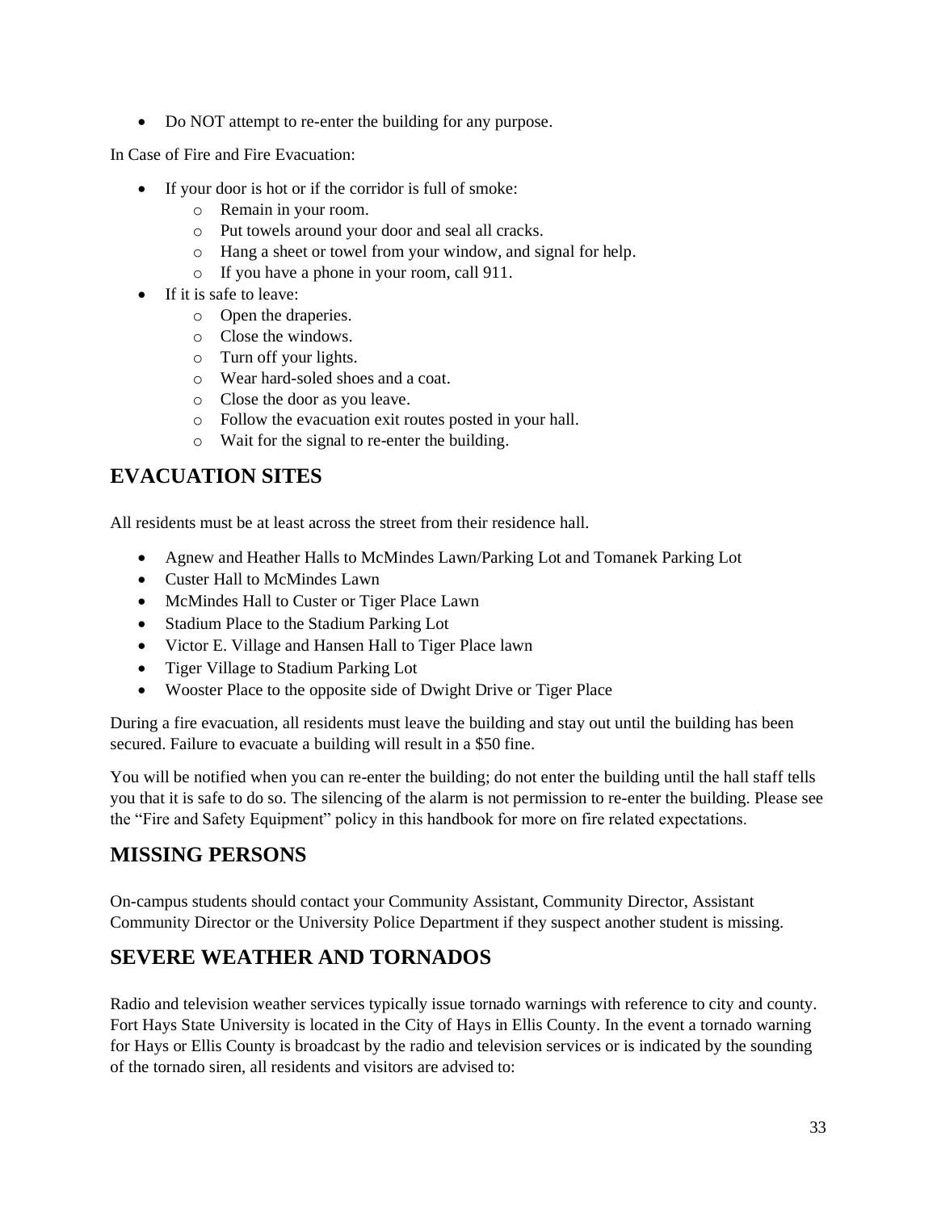- Do NOT attempt to re-enter the building for any purpose.

In Case of Fire and Fire Evacuation:

- If your door is hot or if the corridor is full of smoke:
  - Remain in your room.
  - Put towels around your door and seal all cracks.
  - Hang a sheet or towel from your window, and signal for help.
  - If you have a phone in your room, call 911.
- If it is safe to leave:
  - Open the draperies.
  - Close the windows.
  - Turn off your lights.
  - Wear hard-soled shoes and a coat.
  - Close the door as you leave.
  - Follow the evacuation exit routes posted in your hall.
  - Wait for the signal to re-enter the building.

## EVACUATION SITES

All residents must be at least across the street from their residence hall.

- Agnew and Heather Halls to McMindes Lawn/Parking Lot and Tomanek Parking Lot
- Custer Hall to McMindes Lawn
- McMindes Hall to Custer or Tiger Place Lawn
- Stadium Place to the Stadium Parking Lot
- Victor E. Village and Hansen Hall to Tiger Place lawn
- Tiger Village to Stadium Parking Lot
- Wooster Place to the opposite side of Dwight Drive or Tiger Place

During a fire evacuation, all residents must leave the building and stay out until the building has been secured. Failure to evacuate a building will result in a $50 fine.

You will be notified when you can re-enter the building; do not enter the building until the hall staff tells you that it is safe to do so. The silencing of the alarm is not permission to re-enter the building. Please see the "Fire and Safety Equipment" policy in this handbook for more on fire related expectations.

## MISSING PERSONS

On-campus students should contact your Community Assistant, Community Director, Assistant Community Director or the University Police Department if they suspect another student is missing.

## SEVERE WEATHER AND TORNADOS

Radio and television weather services typically issue tornado warnings with reference to city and county. Fort Hays State University is located in the City of Hays in Ellis County. In the event a tornado warning for Hays or Ellis County is broadcast by the radio and television services or is indicated by the sounding of the tornado siren, all residents and visitors are advised to: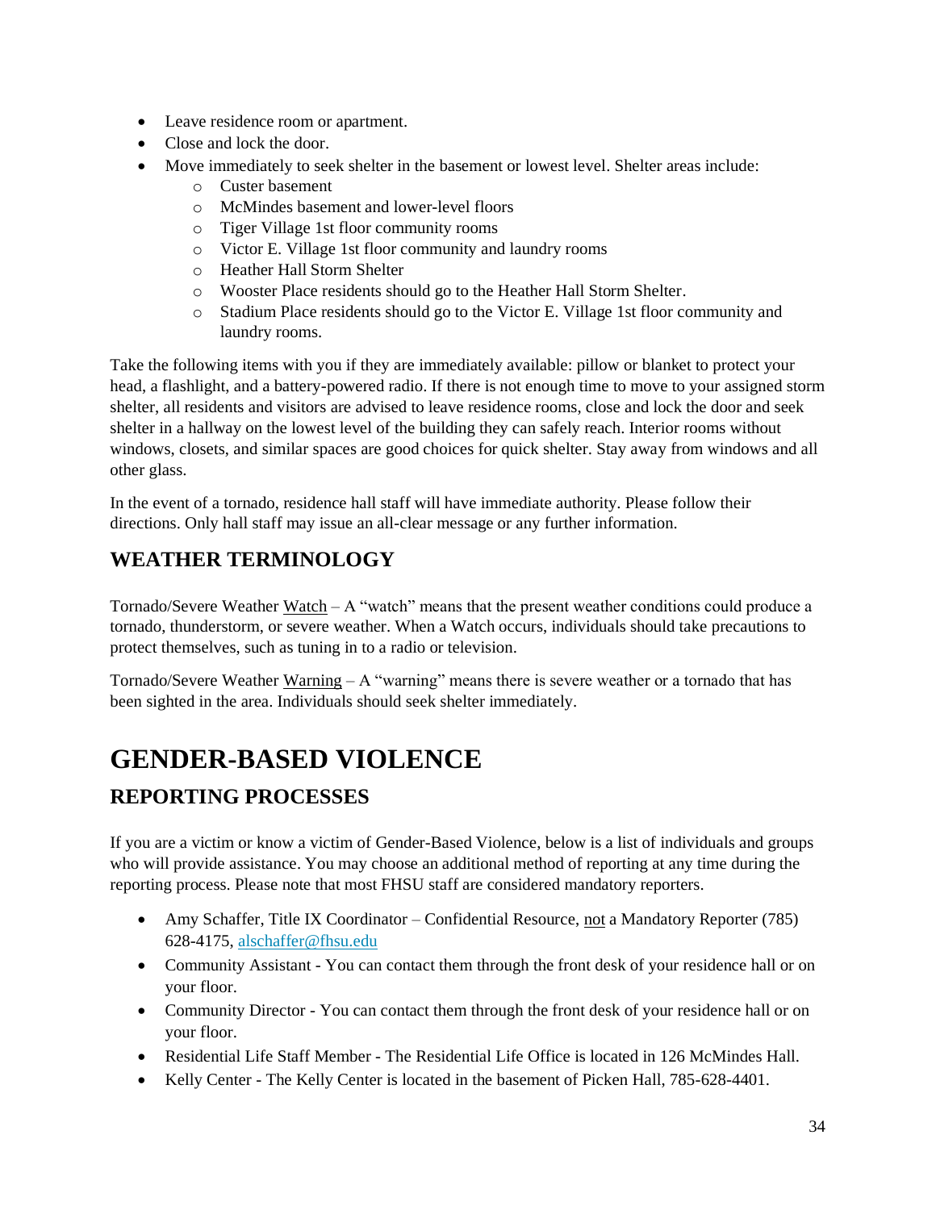- Leave residence room or apartment.
- Close and lock the door.
- Move immediately to seek shelter in the basement or lowest level. Shelter areas include:
  - Custer basement
  - McMindes basement and lower-level floors
  - Tiger Village 1st floor community rooms
  - Victor E. Village 1st floor community and laundry rooms
  - Heather Hall Storm Shelter
  - Wooster Place residents should go to the Heather Hall Storm Shelter.
  - Stadium Place residents should go to the Victor E. Village 1st floor community and laundry rooms.

Take the following items with you if they are immediately available: pillow or blanket to protect your head, a flashlight, and a battery-powered radio. If there is not enough time to move to your assigned storm shelter, all residents and visitors are advised to leave residence rooms, close and lock the door and seek shelter in a hallway on the lowest level of the building they can safely reach. Interior rooms without windows, closets, and similar spaces are good choices for quick shelter. Stay away from windows and all other glass.

In the event of a tornado, residence hall staff will have immediate authority. Please follow their directions. Only hall staff may issue an all-clear message or any further information.

## WEATHER TERMINOLOGY

Tornado/Severe Weather Watch – A "watch" means that the present weather conditions could produce a tornado, thunderstorm, or severe weather. When a Watch occurs, individuals should take precautions to protect themselves, such as tuning in to a radio or television.

Tornado/Severe Weather Warning – A "warning" means there is severe weather or a tornado that has been sighted in the area. Individuals should seek shelter immediately.

# GENDER-BASED VIOLENCE

## REPORTING PROCESSES

If you are a victim or know a victim of Gender-Based Violence, below is a list of individuals and groups who will provide assistance. You may choose an additional method of reporting at any time during the reporting process. Please note that most FHSU staff are considered mandatory reporters.

- Amy Schaffer, Title IX Coordinator – Confidential Resource, not a Mandatory Reporter (785) 628-4175, alschaffer@fhsu.edu
- Community Assistant - You can contact them through the front desk of your residence hall or on your floor.
- Community Director - You can contact them through the front desk of your residence hall or on your floor.
- Residential Life Staff Member - The Residential Life Office is located in 126 McMindes Hall.
- Kelly Center - The Kelly Center is located in the basement of Picken Hall, 785-628-4401.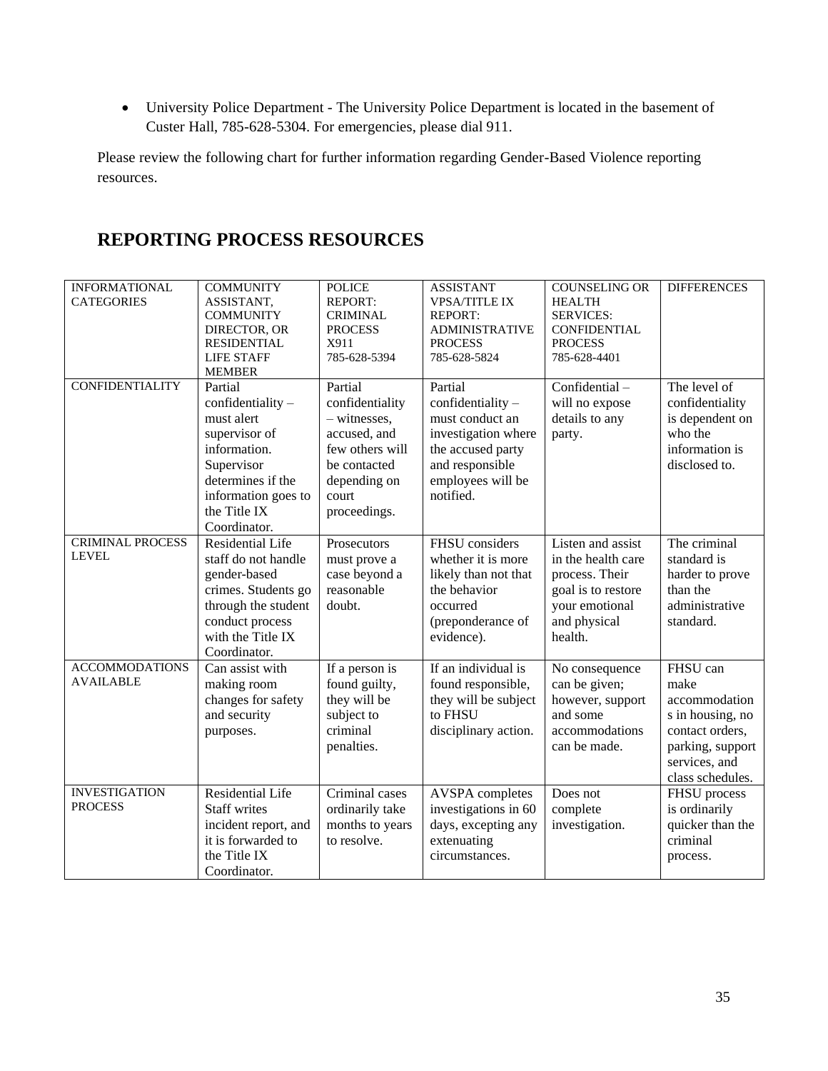- University Police Department - The University Police Department is located in the basement of Custer Hall, 785-628-5304. For emergencies, please dial 911.

Please review the following chart for further information regarding Gender-Based Violence reporting resources.

## REPORTING PROCESS RESOURCES

| INFORMATIONAL CATEGORIES | COMMUNITY ASSISTANT, COMMUNITY DIRECTOR, OR RESIDENTIAL LIFE STAFF MEMBER | POLICE REPORT: CRIMINAL PROCESS X911 785-628-5394 | ASSISTANT VPSA/TITLE IX REPORT: ADMINISTRATIVE PROCESS 785-628-5824 | COUNSELING OR HEALTH SERVICES: CONFIDENTIAL PROCESS 785-628-4401 | DIFFERENCES |
|---|---|---|---|---|---|
| CONFIDENTIALITY | Partial confidentiality – must alert supervisor of information. Supervisor determines if the information goes to the Title IX Coordinator. | Partial confidentiality – witnesses, accused, and few others will be contacted depending on court proceedings. | Partial confidentiality – must conduct an investigation where the accused party and responsible employees will be notified. | Confidential – will no expose details to any party. | The level of confidentiality is dependent on who the information is disclosed to. |
| CRIMINAL PROCESS LEVEL | Residential Life staff do not handle gender-based crimes. Students go through the student conduct process with the Title IX Coordinator. | Prosecutors must prove a case beyond a reasonable doubt. | FHSU considers whether it is more likely than not that the behavior occurred (preponderance of evidence). | Listen and assist in the health care process. Their goal is to restore your emotional and physical health. | The criminal standard is harder to prove than the administrative standard. |
| ACCOMMODATIONS AVAILABLE | Can assist with making room changes for safety and security purposes. | If a person is found guilty, they will be subject to criminal penalties. | If an individual is found responsible, they will be subject to FHSU disciplinary action. | No consequence can be given; however, support and some accommodations can be made. | FHSU can make accommodations in housing, no contact orders, parking, support services, and class schedules. |
| INVESTIGATION PROCESS | Residential Life Staff writes incident report, and it is forwarded to the Title IX Coordinator. | Criminal cases ordinarily take months to years to resolve. | AVSPA completes investigations in 60 days, excepting any extenuating circumstances. | Does not complete investigation. | FHSU process is ordinarily quicker than the criminal process. |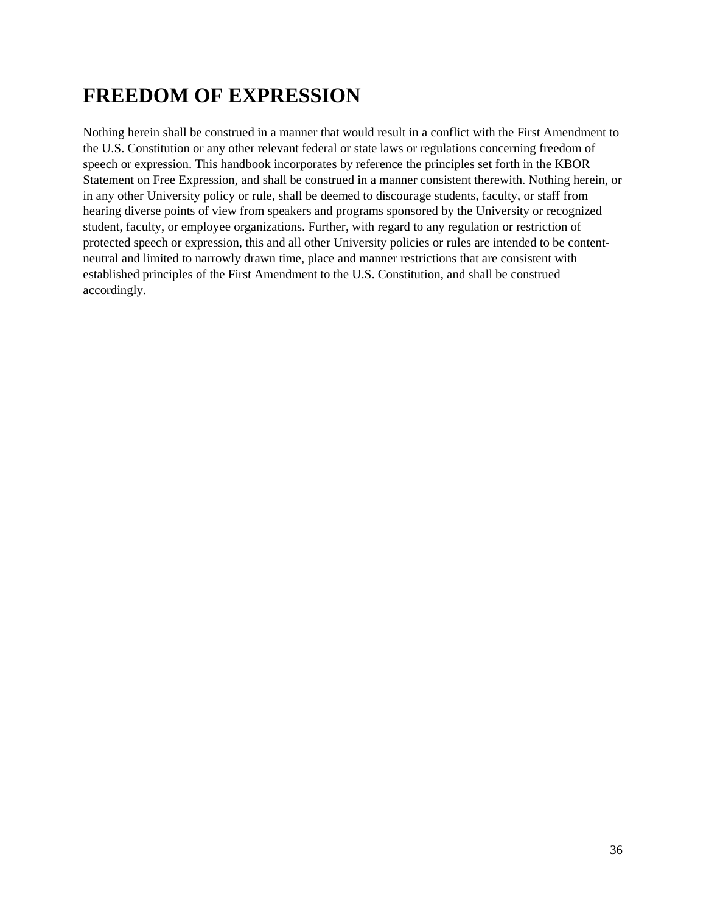# FREEDOM OF EXPRESSION

Nothing herein shall be construed in a manner that would result in a conflict with the First Amendment to the U.S. Constitution or any other relevant federal or state laws or regulations concerning freedom of speech or expression. This handbook incorporates by reference the principles set forth in the KBOR Statement on Free Expression, and shall be construed in a manner consistent therewith. Nothing herein, or in any other University policy or rule, shall be deemed to discourage students, faculty, or staff from hearing diverse points of view from speakers and programs sponsored by the University or recognized student, faculty, or employee organizations. Further, with regard to any regulation or restriction of protected speech or expression, this and all other University policies or rules are intended to be content-neutral and limited to narrowly drawn time, place and manner restrictions that are consistent with established principles of the First Amendment to the U.S. Constitution, and shall be construed accordingly.